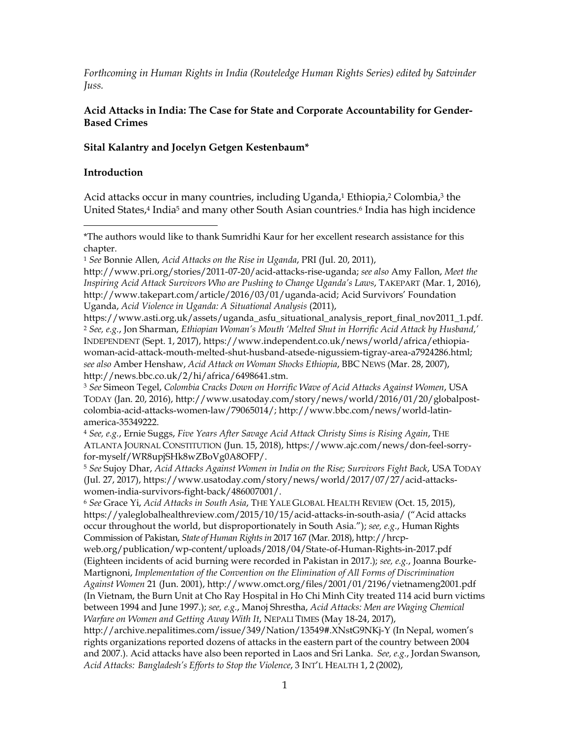*Forthcoming in Human Rights in India (Routeledge Human Rights Series) edited by Satvinder Juss.*

**Acid Attacks in India: The Case for State and Corporate Accountability for Gender-Based Crimes**

**Sital Kalantry and Jocelyn Getgen Kestenbaum***

**Introduction**

Acid attacks occur in many countries, including Uganda,[1] Ethiopia,[2] Colombia,[3] the United States,[4] India[5] and many other South Asian countries.[6] India has high incidence

---

*The authors would like to thank Sumridhi Kaur for her excellent research assistance for this chapter.

[1] *See* Bonnie Allen, *Acid Attacks on the Rise in Uganda*, PRI (Jul. 20, 2011), http://www.pri.org/stories/2011-07-20/acid-attacks-rise-uganda; *see also* Amy Fallon, *Meet the Inspiring Acid Attack Survivors Who are Pushing to Change Uganda's Laws*, TAKEPART (Mar. 1, 2016), http://www.takepart.com/article/2016/03/01/uganda-acid; Acid Survivors' Foundation Uganda, *Acid Violence in Uganda: A Situational Analysis* (2011), https://www.asti.org.uk/assets/uganda_asfu_situational_analysis_report_final_nov2011_1.pdf.

[2] *See, e.g.*, Jon Sharman, *Ethiopian Woman's Mouth 'Melted Shut in Horrific Acid Attack by Husband,'* INDEPENDENT (Sept. 1, 2017), https://www.independent.co.uk/news/world/africa/ethiopia-woman-acid-attack-mouth-melted-shut-husband-atsede-nigussiem-tigray-area-a7924286.html; *see also* Amber Henshaw, *Acid Attack on Woman Shocks Ethiopia*, BBC NEWS (Mar. 28, 2007), http://news.bbc.co.uk/2/hi/africa/6498641.stm.

[3] *See* Simeon Tegel, *Colombia Cracks Down on Horrific Wave of Acid Attacks Against Women*, USA TODAY (Jan. 20, 2016), http://www.usatoday.com/story/news/world/2016/01/20/globalpost-colombia-acid-attacks-women-law/79065014/; http://www.bbc.com/news/world-latin-america-35349222.

[4] *See, e.g.*, Ernie Suggs, *Five Years After Savage Acid Attack Christy Sims is Rising Again*, THE ATLANTA JOURNAL CONSTITUTION (Jun. 15, 2018), https://www.ajc.com/news/don-feel-sorry-for-myself/WR8upjSHk8wZBoVg0A8OFP/.

[5] *See* Sujoy Dhar, *Acid Attacks Against Women in India on the Rise; Survivors Fight Back*, USA TODAY (Jul. 27, 2017), https://www.usatoday.com/story/news/world/2017/07/27/acid-attacks-women-india-survivors-fight-back/486007001/.

[6] *See* Grace Yi, *Acid Attacks in South Asia*, THE YALE GLOBAL HEALTH REVIEW (Oct. 15, 2015), https://yaleglobalhealthreview.com/2015/10/15/acid-attacks-in-south-asia/ ("Acid attacks occur throughout the world, but disproportionately in South Asia."); *see, e.g.*, Human Rights Commission of Pakistan, *State of Human Rights in* 2017 167 (Mar. 2018), http://hrcp-web.org/publication/wp-content/uploads/2018/04/State-of-Human-Rights-in-2017.pdf (Eighteen incidents of acid burning were recorded in Pakistan in 2017.); *see, e.g.*, Joanna Bourke-Martignoni, *Implementation of the Convention on the Elimination of All Forms of Discrimination Against Women* 21 (Jun. 2001), http://www.omct.org/files/2001/01/2196/vietnameng2001.pdf (In Vietnam, the Burn Unit at Cho Ray Hospital in Ho Chi Minh City treated 114 acid burn victims between 1994 and June 1997.); *see, e.g.*, Manoj Shrestha, *Acid Attacks: Men are Waging Chemical Warfare on Women and Getting Away With It*, NEPALI TIMES (May 18-24, 2017), http://archive.nepalitimes.com/issue/349/Nation/13549#.XNstG9NKj-Y (In Nepal, women's rights organizations reported dozens of attacks in the eastern part of the country between 2004 and 2007.). Acid attacks have also been reported in Laos and Sri Lanka. *See, e.g.*, Jordan Swanson, *Acid Attacks: Bangladesh's Efforts to Stop the Violence*, 3 INT'L HEALTH 1, 2 (2002),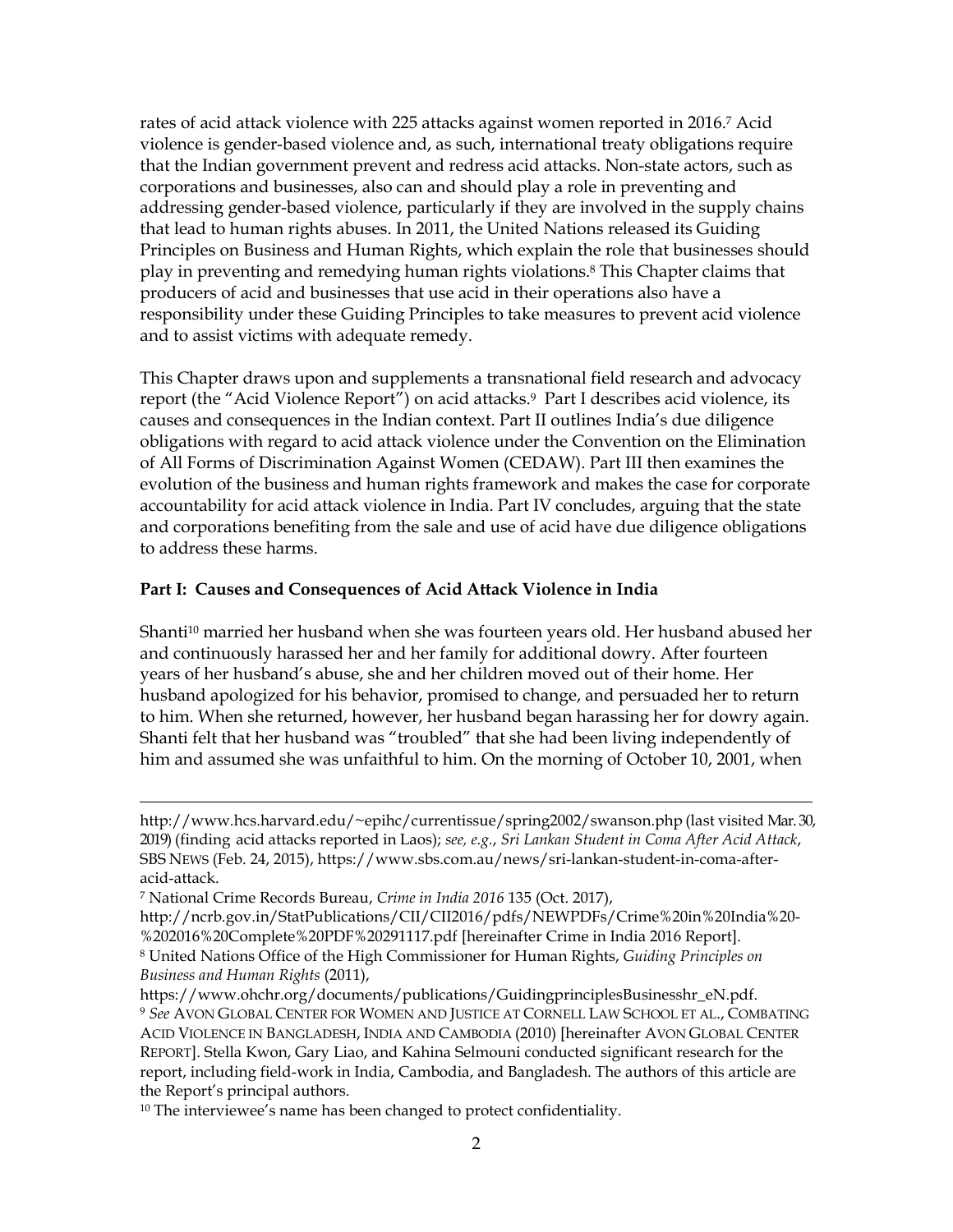rates of acid attack violence with 225 attacks against women reported in 2016.[7] Acid violence is gender-based violence and, as such, international treaty obligations require that the Indian government prevent and redress acid attacks. Non-state actors, such as corporations and businesses, also can and should play a role in preventing and addressing gender-based violence, particularly if they are involved in the supply chains that lead to human rights abuses. In 2011, the United Nations released its Guiding Principles on Business and Human Rights, which explain the role that businesses should play in preventing and remedying human rights violations.[8] This Chapter claims that producers of acid and businesses that use acid in their operations also have a responsibility under these Guiding Principles to take measures to prevent acid violence and to assist victims with adequate remedy.

This Chapter draws upon and supplements a transnational field research and advocacy report (the "Acid Violence Report") on acid attacks.[9] Part I describes acid violence, its causes and consequences in the Indian context. Part II outlines India's due diligence obligations with regard to acid attack violence under the Convention on the Elimination of All Forms of Discrimination Against Women (CEDAW). Part III then examines the evolution of the business and human rights framework and makes the case for corporate accountability for acid attack violence in India. Part IV concludes, arguing that the state and corporations benefiting from the sale and use of acid have due diligence obligations to address these harms.

## Part I: Causes and Consequences of Acid Attack Violence in India

Shanti[10] married her husband when she was fourteen years old. Her husband abused her and continuously harassed her and her family for additional dowry. After fourteen years of her husband's abuse, she and her children moved out of their home. Her husband apologized for his behavior, promised to change, and persuaded her to return to him. When she returned, however, her husband began harassing her for dowry again. Shanti felt that her husband was "troubled" that she had been living independently of him and assumed she was unfaithful to him. On the morning of October 10, 2001, when

---

http://www.hcs.harvard.edu/~epihc/currentissue/spring2002/swanson.php (last visited Mar. 30, 2019) (finding acid attacks reported in Laos); *see, e.g.*, *Sri Lankan Student in Coma After Acid Attack*, SBS NEWS (Feb. 24, 2015), https://www.sbs.com.au/news/sri-lankan-student-in-coma-after-acid-attack.

[7] National Crime Records Bureau, *Crime in India 2016* 135 (Oct. 2017), http://ncrb.gov.in/StatPublications/CII/CII2016/pdfs/NEWPDFs/Crime%20in%20India%20-%202016%20Complete%20PDF%20291117.pdf [hereinafter Crime in India 2016 Report].

[8] United Nations Office of the High Commissioner for Human Rights, *Guiding Principles on Business and Human Rights* (2011), https://www.ohchr.org/documents/publications/GuidingprinciplesBusinesshr_eN.pdf.

[9] *See* AVON GLOBAL CENTER FOR WOMEN AND JUSTICE AT CORNELL LAW SCHOOL ET AL., COMBATING ACID VIOLENCE IN BANGLADESH, INDIA AND CAMBODIA (2010) [hereinafter AVON GLOBAL CENTER REPORT]. Stella Kwon, Gary Liao, and Kahina Selmouni conducted significant research for the report, including field-work in India, Cambodia, and Bangladesh. The authors of this article are the Report's principal authors.

[10] The interviewee's name has been changed to protect confidentiality.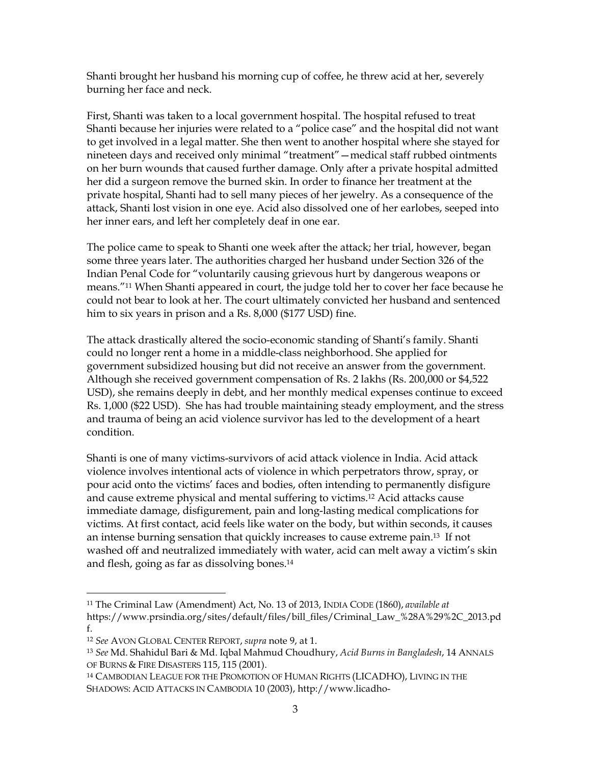Shanti brought her husband his morning cup of coffee, he threw acid at her, severely burning her face and neck.

First, Shanti was taken to a local government hospital. The hospital refused to treat Shanti because her injuries were related to a "police case" and the hospital did not want to get involved in a legal matter. She then went to another hospital where she stayed for nineteen days and received only minimal "treatment"—medical staff rubbed ointments on her burn wounds that caused further damage. Only after a private hospital admitted her did a surgeon remove the burned skin. In order to finance her treatment at the private hospital, Shanti had to sell many pieces of her jewelry. As a consequence of the attack, Shanti lost vision in one eye. Acid also dissolved one of her earlobes, seeped into her inner ears, and left her completely deaf in one ear.

The police came to speak to Shanti one week after the attack; her trial, however, began some three years later. The authorities charged her husband under Section 326 of the Indian Penal Code for "voluntarily causing grievous hurt by dangerous weapons or means."[11] When Shanti appeared in court, the judge told her to cover her face because he could not bear to look at her. The court ultimately convicted her husband and sentenced him to six years in prison and a Rs. 8,000 ($177 USD) fine.

The attack drastically altered the socio-economic standing of Shanti's family. Shanti could no longer rent a home in a middle-class neighborhood. She applied for government subsidized housing but did not receive an answer from the government. Although she received government compensation of Rs. 2 lakhs (Rs. 200,000 or $4,522 USD), she remains deeply in debt, and her monthly medical expenses continue to exceed Rs. 1,000 ($22 USD). She has had trouble maintaining steady employment, and the stress and trauma of being an acid violence survivor has led to the development of a heart condition.

Shanti is one of many victims-survivors of acid attack violence in India. Acid attack violence involves intentional acts of violence in which perpetrators throw, spray, or pour acid onto the victims' faces and bodies, often intending to permanently disfigure and cause extreme physical and mental suffering to victims.[12] Acid attacks cause immediate damage, disfigurement, pain and long-lasting medical complications for victims. At first contact, acid feels like water on the body, but within seconds, it causes an intense burning sensation that quickly increases to cause extreme pain.[13] If not washed off and neutralized immediately with water, acid can melt away a victim's skin and flesh, going as far as dissolving bones.[14]

---

[11] The Criminal Law (Amendment) Act, No. 13 of 2013, INDIA CODE (1860), *available at* https://www.prsindia.org/sites/default/files/bill_files/Criminal_Law_%28A%29%2C_2013.pdf.

[12] *See* AVON GLOBAL CENTER REPORT, *supra* note 9, at 1.

[13] *See* Md. Shahidul Bari & Md. Iqbal Mahmud Choudhury, *Acid Burns in Bangladesh*, 14 ANNALS OF BURNS & FIRE DISASTERS 115, 115 (2001).

[14] CAMBODIAN LEAGUE FOR THE PROMOTION OF HUMAN RIGHTS (LICADHO), LIVING IN THE SHADOWS: ACID ATTACKS IN CAMBODIA 10 (2003), http://www.licadho-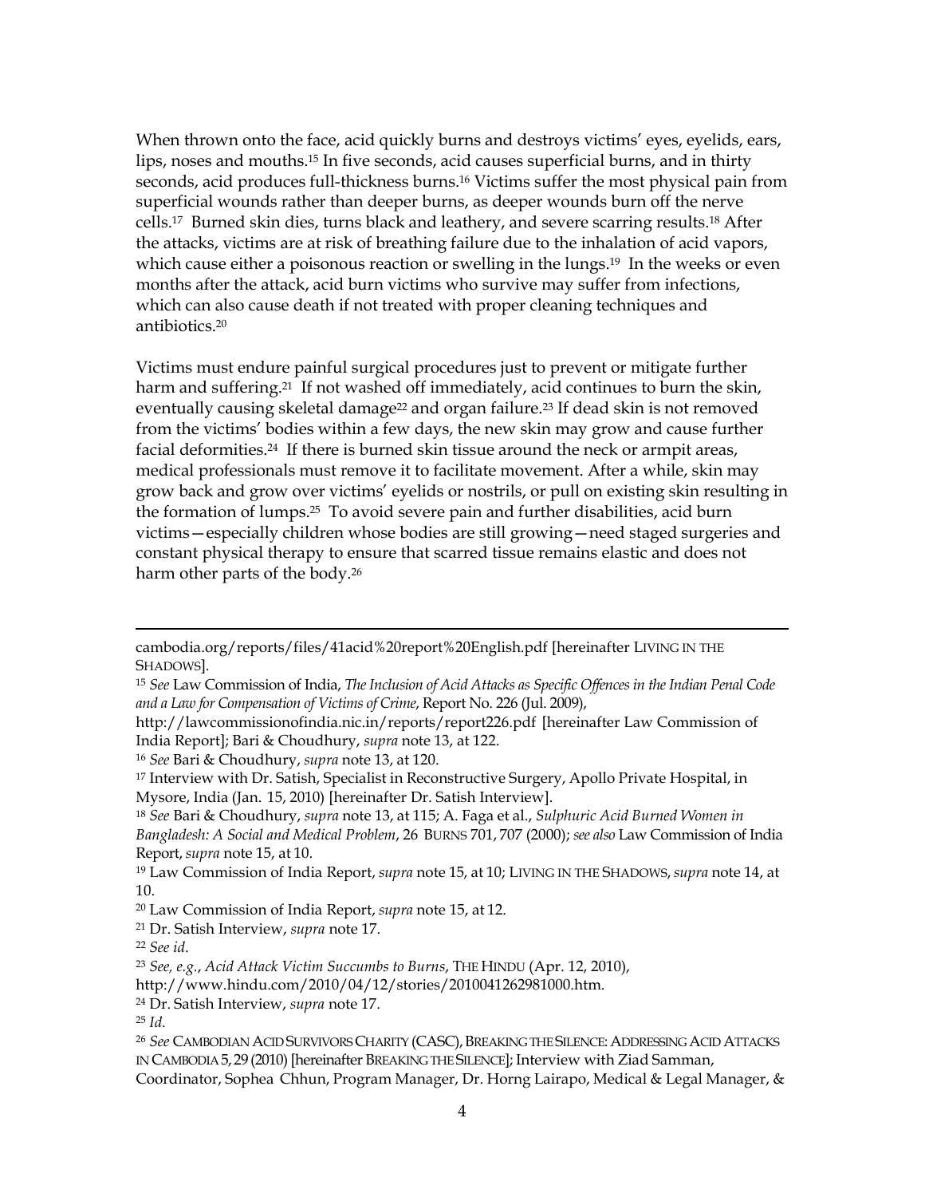When thrown onto the face, acid quickly burns and destroys victims' eyes, eyelids, ears, lips, noses and mouths.[15] In five seconds, acid causes superficial burns, and in thirty seconds, acid produces full-thickness burns.[16] Victims suffer the most physical pain from superficial wounds rather than deeper burns, as deeper wounds burn off the nerve cells.[17] Burned skin dies, turns black and leathery, and severe scarring results.[18] After the attacks, victims are at risk of breathing failure due to the inhalation of acid vapors, which cause either a poisonous reaction or swelling in the lungs.[19] In the weeks or even months after the attack, acid burn victims who survive may suffer from infections, which can also cause death if not treated with proper cleaning techniques and antibiotics.[20]

Victims must endure painful surgical procedures just to prevent or mitigate further harm and suffering.[21] If not washed off immediately, acid continues to burn the skin, eventually causing skeletal damage[22] and organ failure.[23] If dead skin is not removed from the victims' bodies within a few days, the new skin may grow and cause further facial deformities.[24] If there is burned skin tissue around the neck or armpit areas, medical professionals must remove it to facilitate movement. After a while, skin may grow back and grow over victims' eyelids or nostrils, or pull on existing skin resulting in the formation of lumps.[25] To avoid severe pain and further disabilities, acid burn victims—especially children whose bodies are still growing—need staged surgeries and constant physical therapy to ensure that scarred tissue remains elastic and does not harm other parts of the body.[26]

---

cambodia.org/reports/files/41acid%20report%20English.pdf [hereinafter LIVING IN THE SHADOWS].

[15] *See* Law Commission of India, *The Inclusion of Acid Attacks as Specific Offences in the Indian Penal Code and a Law for Compensation of Victims of Crime*, Report No. 226 (Jul. 2009), http://lawcommissionofindia.nic.in/reports/report226.pdf [hereinafter Law Commission of India Report]; Bari & Choudhury, *supra* note 13, at 122.

[16] *See* Bari & Choudhury, *supra* note 13, at 120.

[17] Interview with Dr. Satish, Specialist in Reconstructive Surgery, Apollo Private Hospital, in Mysore, India (Jan. 15, 2010) [hereinafter Dr. Satish Interview].

[18] *See* Bari & Choudhury, *supra* note 13, at 115; A. Faga et al., *Sulphuric Acid Burned Women in Bangladesh: A Social and Medical Problem*, 26 BURNS 701, 707 (2000); *see also* Law Commission of India Report, *supra* note 15, at 10.

[19] Law Commission of India Report, *supra* note 15, at 10; LIVING IN THE SHADOWS, *supra* note 14, at 10.

[20] Law Commission of India Report, *supra* note 15, at 12.

[21] Dr. Satish Interview, *supra* note 17.

[22] *See id*.

[23] *See, e.g.*, *Acid Attack Victim Succumbs to Burns*, THE HINDU (Apr. 12, 2010), http://www.hindu.com/2010/04/12/stories/2010041262981000.htm.

[24] Dr. Satish Interview, *supra* note 17.

[25] *Id.*

[26] *See* CAMBODIAN ACID SURVIVORS CHARITY (CASC), BREAKING THE SILENCE: ADDRESSING ACID ATTACKS IN CAMBODIA 5, 29 (2010) [hereinafter BREAKING THE SILENCE]; Interview with Ziad Samman, Coordinator, Sophea Chhun, Program Manager, Dr. Horng Lairapo, Medical & Legal Manager, &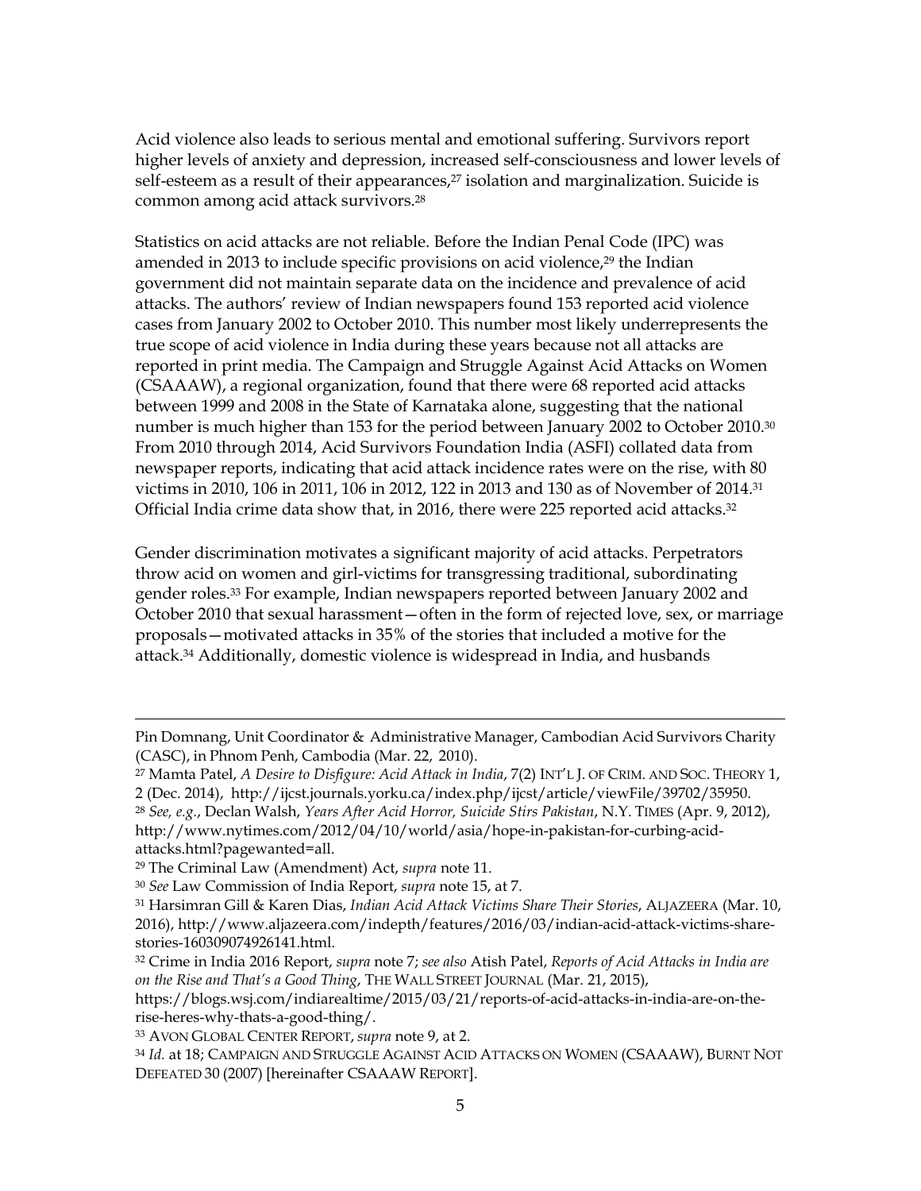Acid violence also leads to serious mental and emotional suffering. Survivors report higher levels of anxiety and depression, increased self-consciousness and lower levels of self-esteem as a result of their appearances,[27] isolation and marginalization. Suicide is common among acid attack survivors.[28]

Statistics on acid attacks are not reliable. Before the Indian Penal Code (IPC) was amended in 2013 to include specific provisions on acid violence,[29] the Indian government did not maintain separate data on the incidence and prevalence of acid attacks. The authors' review of Indian newspapers found 153 reported acid violence cases from January 2002 to October 2010. This number most likely underrepresents the true scope of acid violence in India during these years because not all attacks are reported in print media. The Campaign and Struggle Against Acid Attacks on Women (CSAAAW), a regional organization, found that there were 68 reported acid attacks between 1999 and 2008 in the State of Karnataka alone, suggesting that the national number is much higher than 153 for the period between January 2002 to October 2010.[30] From 2010 through 2014, Acid Survivors Foundation India (ASFI) collated data from newspaper reports, indicating that acid attack incidence rates were on the rise, with 80 victims in 2010, 106 in 2011, 106 in 2012, 122 in 2013 and 130 as of November of 2014.[31] Official India crime data show that, in 2016, there were 225 reported acid attacks.[32]

Gender discrimination motivates a significant majority of acid attacks. Perpetrators throw acid on women and girl-victims for transgressing traditional, subordinating gender roles.[33] For example, Indian newspapers reported between January 2002 and October 2010 that sexual harassment—often in the form of rejected love, sex, or marriage proposals—motivated attacks in 35% of the stories that included a motive for the attack.[34] Additionally, domestic violence is widespread in India, and husbands

---

Pin Domnang, Unit Coordinator & Administrative Manager, Cambodian Acid Survivors Charity (CASC), in Phnom Penh, Cambodia (Mar. 22, 2010).

[27] Mamta Patel, *A Desire to Disfigure: Acid Attack in India*, 7(2) INT'L J. OF CRIM. AND SOC. THEORY 1, 2 (Dec. 2014), http://ijcst.journals.yorku.ca/index.php/ijcst/article/viewFile/39702/35950.

[28] *See, e.g.*, Declan Walsh, *Years After Acid Horror, Suicide Stirs Pakistan*, N.Y. TIMES (Apr. 9, 2012), http://www.nytimes.com/2012/04/10/world/asia/hope-in-pakistan-for-curbing-acid-attacks.html?pagewanted=all.

[29] The Criminal Law (Amendment) Act, *supra* note 11.

[30] *See* Law Commission of India Report, *supra* note 15, at 7.

[31] Harsimran Gill & Karen Dias, *Indian Acid Attack Victims Share Their Stories*, ALJAZEERA (Mar. 10, 2016), http://www.aljazeera.com/indepth/features/2016/03/indian-acid-attack-victims-share-stories-160309074926141.html.

[32] Crime in India 2016 Report, *supra* note 7; *see also* Atish Patel, *Reports of Acid Attacks in India are on the Rise and That's a Good Thing*, THE WALL STREET JOURNAL (Mar. 21, 2015), https://blogs.wsj.com/indiarealtime/2015/03/21/reports-of-acid-attacks-in-india-are-on-the-rise-heres-why-thats-a-good-thing/.

[33] AVON GLOBAL CENTER REPORT, *supra* note 9, at 2.

[34] *Id.* at 18; CAMPAIGN AND STRUGGLE AGAINST ACID ATTACKS ON WOMEN (CSAAAW), BURNT NOT DEFEATED 30 (2007) [hereinafter CSAAAW REPORT].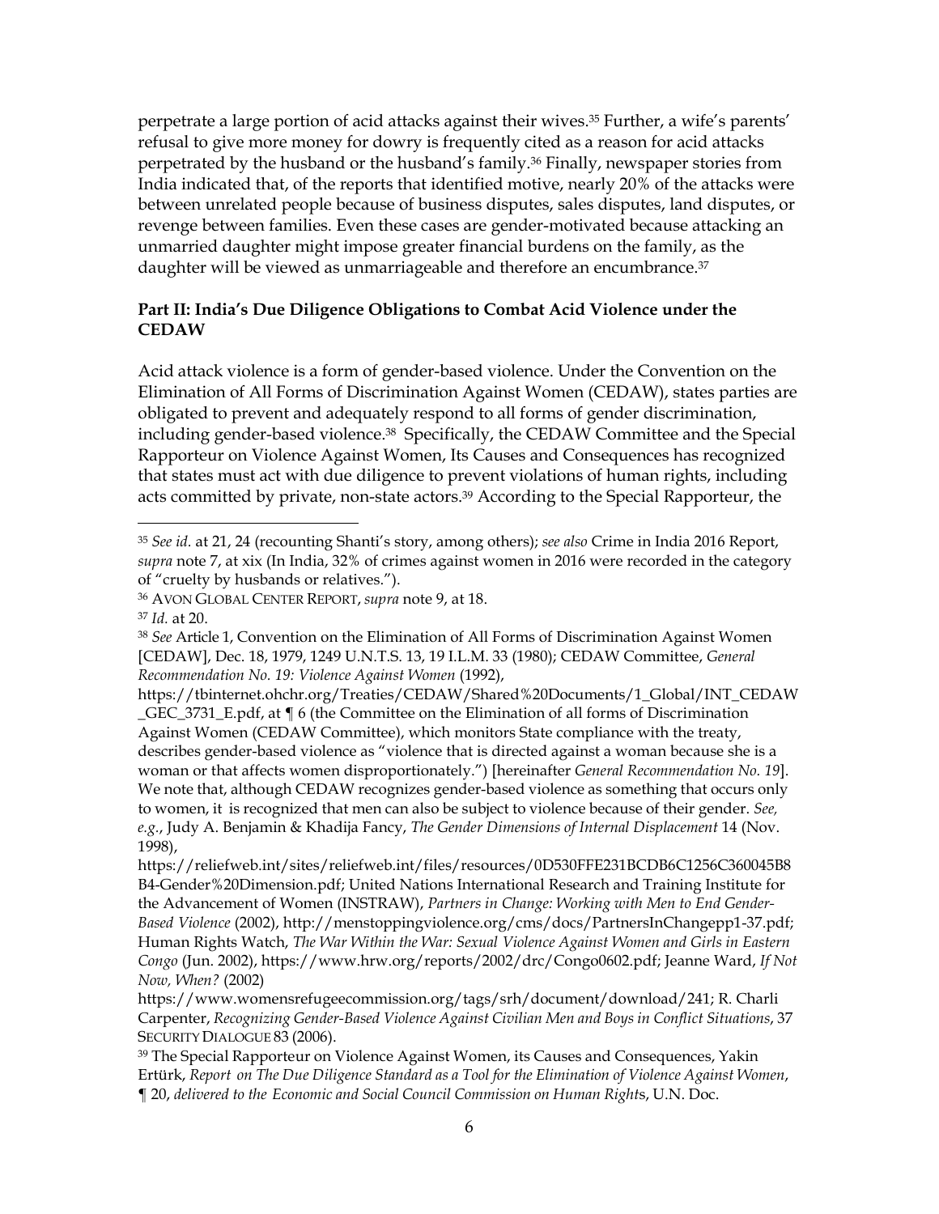perpetrate a large portion of acid attacks against their wives.[35] Further, a wife's parents' refusal to give more money for dowry is frequently cited as a reason for acid attacks perpetrated by the husband or the husband's family.[36] Finally, newspaper stories from India indicated that, of the reports that identified motive, nearly 20% of the attacks were between unrelated people because of business disputes, sales disputes, land disputes, or revenge between families. Even these cases are gender-motivated because attacking an unmarried daughter might impose greater financial burdens on the family, as the daughter will be viewed as unmarriageable and therefore an encumbrance.[37]

### Part II: India's Due Diligence Obligations to Combat Acid Violence under the CEDAW

Acid attack violence is a form of gender-based violence. Under the Convention on the Elimination of All Forms of Discrimination Against Women (CEDAW), states parties are obligated to prevent and adequately respond to all forms of gender discrimination, including gender-based violence.[38] Specifically, the CEDAW Committee and the Special Rapporteur on Violence Against Women, Its Causes and Consequences has recognized that states must act with due diligence to prevent violations of human rights, including acts committed by private, non-state actors.[39] According to the Special Rapporteur, the

---

[35] *See id.* at 21, 24 (recounting Shanti's story, among others); *see also* Crime in India 2016 Report, *supra* note 7, at xix (In India, 32% of crimes against women in 2016 were recorded in the category of "cruelty by husbands or relatives.").

[36] AVON GLOBAL CENTER REPORT, *supra* note 9, at 18.

[37] *Id.* at 20.

[38] *See* Article 1, Convention on the Elimination of All Forms of Discrimination Against Women [CEDAW], Dec. 18, 1979, 1249 U.N.T.S. 13, 19 I.L.M. 33 (1980); CEDAW Committee, *General Recommendation No. 19: Violence Against Women* (1992), https://tbinternet.ohchr.org/Treaties/CEDAW/Shared%20Documents/1_Global/INT_CEDAW_GEC_3731_E.pdf, at ¶ 6 (the Committee on the Elimination of all forms of Discrimination Against Women (CEDAW Committee), which monitors State compliance with the treaty, describes gender-based violence as "violence that is directed against a woman because she is a woman or that affects women disproportionately.") [hereinafter *General Recommendation No. 19*]. We note that, although CEDAW recognizes gender-based violence as something that occurs only to women, it is recognized that men can also be subject to violence because of their gender. *See, e.g.*, Judy A. Benjamin & Khadija Fancy, *The Gender Dimensions of Internal Displacement* 14 (Nov. 1998), https://reliefweb.int/sites/reliefweb.int/files/resources/0D530FFE231BCDB6C1256C360045B8B4-Gender%20Dimension.pdf; United Nations International Research and Training Institute for the Advancement of Women (INSTRAW), *Partners in Change: Working with Men to End Gender-Based Violence* (2002), http://menstoppingviolence.org/cms/docs/PartnersInChangepp1-37.pdf; Human Rights Watch, *The War Within the War: Sexual Violence Against Women and Girls in Eastern Congo* (Jun. 2002), https://www.hrw.org/reports/2002/drc/Congo0602.pdf; Jeanne Ward, *If Not Now, When?* (2002) https://www.womensrefugeecommission.org/tags/srh/document/download/241; R. Charli Carpenter, *Recognizing Gender-Based Violence Against Civilian Men and Boys in Conflict Situations*, 37 SECURITY DIALOGUE 83 (2006).

[39] The Special Rapporteur on Violence Against Women, its Causes and Consequences, Yakin Ertürk, *Report on The Due Diligence Standard as a Tool for the Elimination of Violence Against Women*, ¶ 20, *delivered to the Economic and Social Council Commission on Human Rights*, U.N. Doc.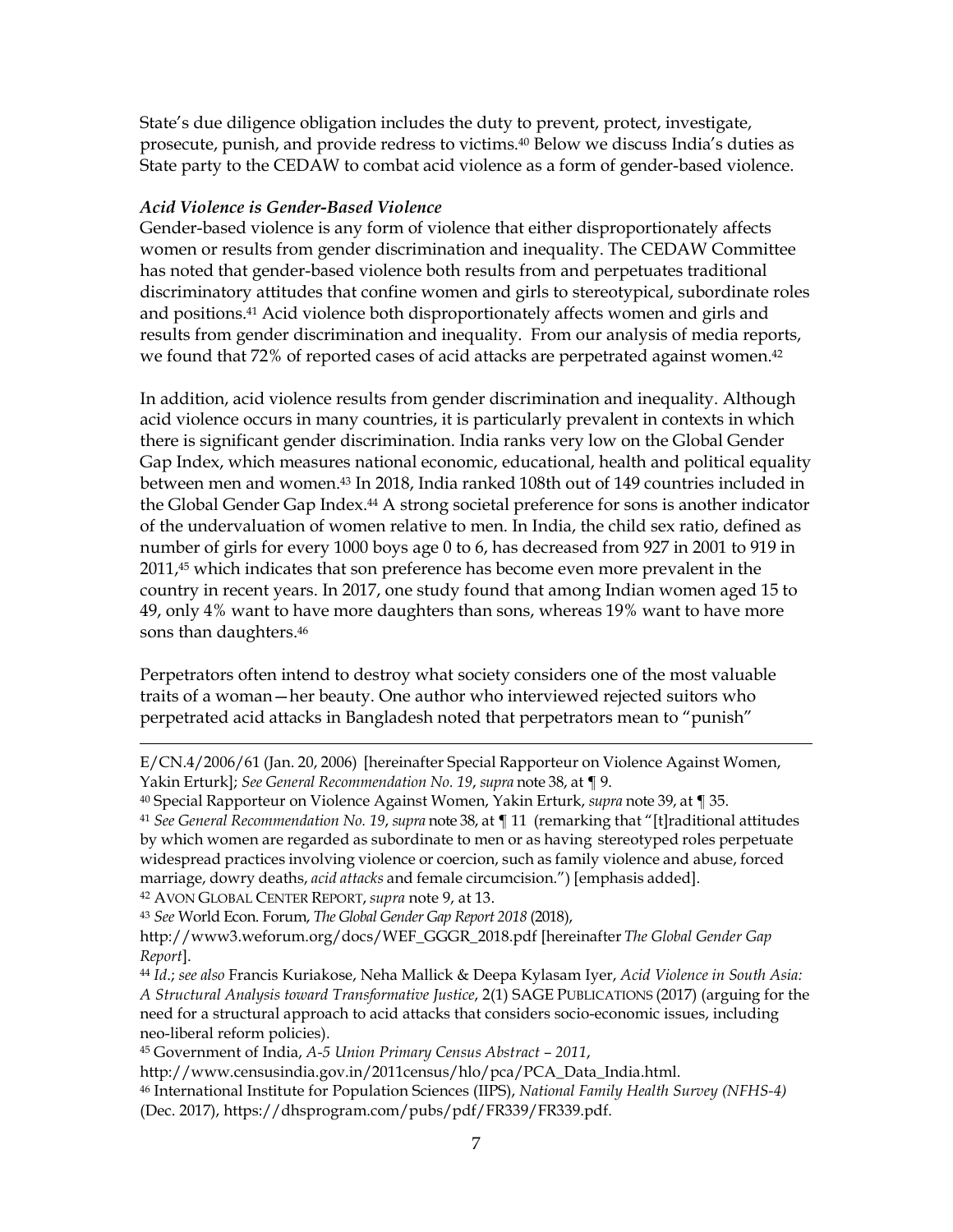State's due diligence obligation includes the duty to prevent, protect, investigate, prosecute, punish, and provide redress to victims.[40] Below we discuss India's duties as State party to the CEDAW to combat acid violence as a form of gender-based violence.

***Acid Violence is Gender-Based Violence***

Gender-based violence is any form of violence that either disproportionately affects women or results from gender discrimination and inequality. The CEDAW Committee has noted that gender-based violence both results from and perpetuates traditional discriminatory attitudes that confine women and girls to stereotypical, subordinate roles and positions.[41] Acid violence both disproportionately affects women and girls and results from gender discrimination and inequality. From our analysis of media reports, we found that 72% of reported cases of acid attacks are perpetrated against women.[42]

In addition, acid violence results from gender discrimination and inequality. Although acid violence occurs in many countries, it is particularly prevalent in contexts in which there is significant gender discrimination. India ranks very low on the Global Gender Gap Index, which measures national economic, educational, health and political equality between men and women.[43] In 2018, India ranked 108th out of 149 countries included in the Global Gender Gap Index.[44] A strong societal preference for sons is another indicator of the undervaluation of women relative to men. In India, the child sex ratio, defined as number of girls for every 1000 boys age 0 to 6, has decreased from 927 in 2001 to 919 in 2011,[45] which indicates that son preference has become even more prevalent in the country in recent years. In 2017, one study found that among Indian women aged 15 to 49, only 4% want to have more daughters than sons, whereas 19% want to have more sons than daughters.[46]

Perpetrators often intend to destroy what society considers one of the most valuable traits of a woman—her beauty. One author who interviewed rejected suitors who perpetrated acid attacks in Bangladesh noted that perpetrators mean to "punish"

---

E/CN.4/2006/61 (Jan. 20, 2006) [hereinafter Special Rapporteur on Violence Against Women, Yakin Erturk]; *See General Recommendation No. 19*, *supra* note 38, at ¶ 9.

[40] Special Rapporteur on Violence Against Women, Yakin Erturk, *supra* note 39, at ¶ 35.

[41] *See General Recommendation No. 19*, *supra* note 38, at ¶ 11 (remarking that "[t]raditional attitudes by which women are regarded as subordinate to men or as having stereotyped roles perpetuate widespread practices involving violence or coercion, such as family violence and abuse, forced marriage, dowry deaths, *acid attacks* and female circumcision.") [emphasis added].

[42] AVON GLOBAL CENTER REPORT, *supra* note 9, at 13.

[43] *See* World Econ. Forum, *The Global Gender Gap Report 2018* (2018), http://www3.weforum.org/docs/WEF_GGGR_2018.pdf [hereinafter *The Global Gender Gap Report*].

[44] *Id.*; *see also* Francis Kuriakose, Neha Mallick & Deepa Kylasam Iyer, *Acid Violence in South Asia: A Structural Analysis toward Transformative Justice*, 2(1) SAGE PUBLICATIONS (2017) (arguing for the need for a structural approach to acid attacks that considers socio-economic issues, including neo-liberal reform policies).

[45] Government of India, *A-5 Union Primary Census Abstract – 2011*, http://www.censusindia.gov.in/2011census/hlo/pca/PCA_Data_India.html.

[46] International Institute for Population Sciences (IIPS), *National Family Health Survey (NFHS-4)* (Dec. 2017), https://dhsprogram.com/pubs/pdf/FR339/FR339.pdf.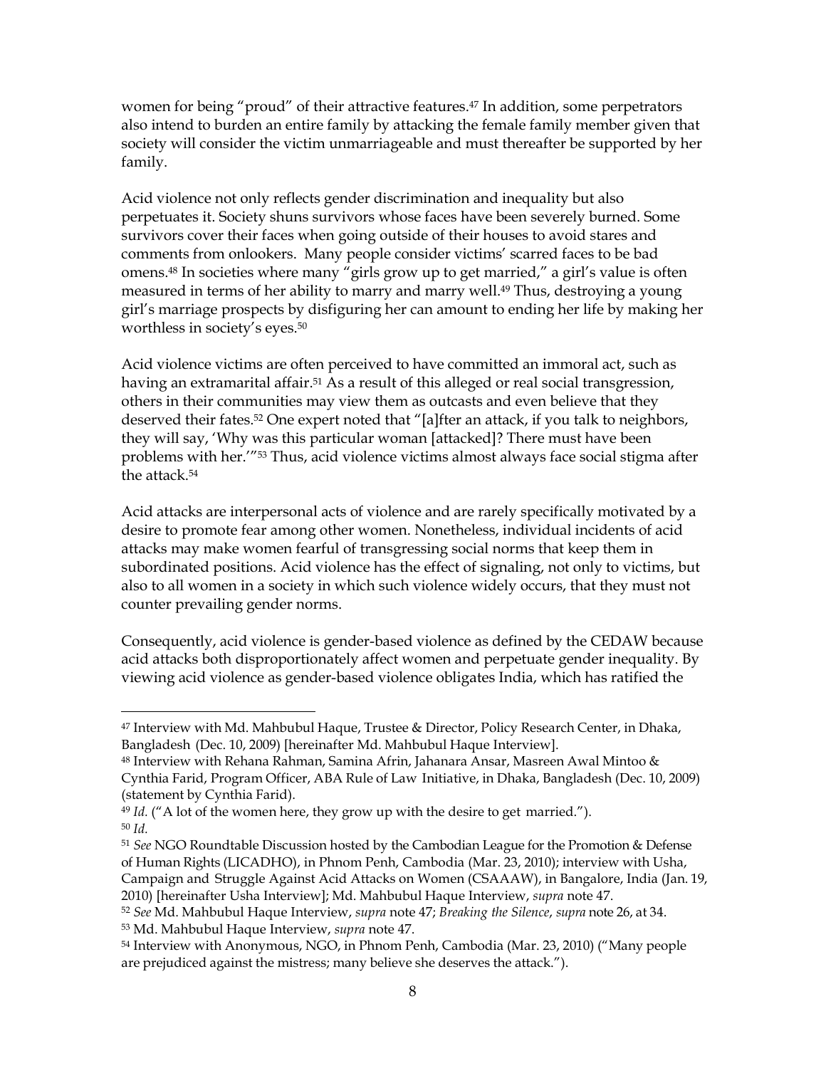women for being "proud" of their attractive features.[47] In addition, some perpetrators also intend to burden an entire family by attacking the female family member given that society will consider the victim unmarriageable and must thereafter be supported by her family.

Acid violence not only reflects gender discrimination and inequality but also perpetuates it. Society shuns survivors whose faces have been severely burned. Some survivors cover their faces when going outside of their houses to avoid stares and comments from onlookers. Many people consider victims' scarred faces to be bad omens.[48] In societies where many "girls grow up to get married," a girl's value is often measured in terms of her ability to marry and marry well.[49] Thus, destroying a young girl's marriage prospects by disfiguring her can amount to ending her life by making her worthless in society's eyes.[50]

Acid violence victims are often perceived to have committed an immoral act, such as having an extramarital affair.[51] As a result of this alleged or real social transgression, others in their communities may view them as outcasts and even believe that they deserved their fates.[52] One expert noted that "[a]fter an attack, if you talk to neighbors, they will say, 'Why was this particular woman [attacked]? There must have been problems with her.'"[53] Thus, acid violence victims almost always face social stigma after the attack.[54]

Acid attacks are interpersonal acts of violence and are rarely specifically motivated by a desire to promote fear among other women. Nonetheless, individual incidents of acid attacks may make women fearful of transgressing social norms that keep them in subordinated positions. Acid violence has the effect of signaling, not only to victims, but also to all women in a society in which such violence widely occurs, that they must not counter prevailing gender norms.

Consequently, acid violence is gender-based violence as defined by the CEDAW because acid attacks both disproportionately affect women and perpetuate gender inequality. By viewing acid violence as gender-based violence obligates India, which has ratified the

---

[47] Interview with Md. Mahbubul Haque, Trustee & Director, Policy Research Center, in Dhaka, Bangladesh (Dec. 10, 2009) [hereinafter Md. Mahbubul Haque Interview].

[48] Interview with Rehana Rahman, Samina Afrin, Jahanara Ansar, Masreen Awal Mintoo & Cynthia Farid, Program Officer, ABA Rule of Law Initiative, in Dhaka, Bangladesh (Dec. 10, 2009) (statement by Cynthia Farid).

[49] *Id.* ("A lot of the women here, they grow up with the desire to get married.").

[50] *Id.*

[51] *See* NGO Roundtable Discussion hosted by the Cambodian League for the Promotion & Defense of Human Rights (LICADHO), in Phnom Penh, Cambodia (Mar. 23, 2010); interview with Usha, Campaign and Struggle Against Acid Attacks on Women (CSAAAW), in Bangalore, India (Jan. 19, 2010) [hereinafter Usha Interview]; Md. Mahbubul Haque Interview, *supra* note 47.

[52] *See* Md. Mahbubul Haque Interview, *supra* note 47; *Breaking the Silence*, *supra* note 26, at 34.

[53] Md. Mahbubul Haque Interview, *supra* note 47.

[54] Interview with Anonymous, NGO, in Phnom Penh, Cambodia (Mar. 23, 2010) ("Many people are prejudiced against the mistress; many believe she deserves the attack.").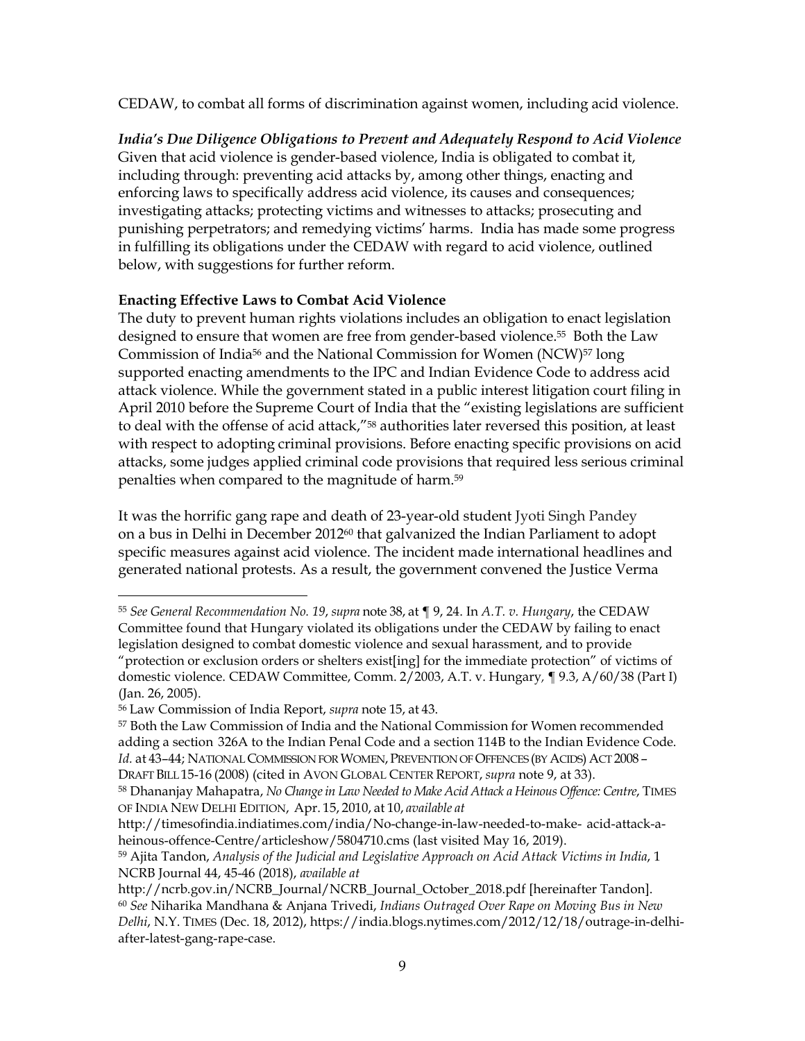CEDAW, to combat all forms of discrimination against women, including acid violence.

***India's Due Diligence Obligations to Prevent and Adequately Respond to Acid Violence***
Given that acid violence is gender-based violence, India is obligated to combat it, including through: preventing acid attacks by, among other things, enacting and enforcing laws to specifically address acid violence, its causes and consequences; investigating attacks; protecting victims and witnesses to attacks; prosecuting and punishing perpetrators; and remedying victims' harms. India has made some progress in fulfilling its obligations under the CEDAW with regard to acid violence, outlined below, with suggestions for further reform.

**Enacting Effective Laws to Combat Acid Violence**
The duty to prevent human rights violations includes an obligation to enact legislation designed to ensure that women are free from gender-based violence.[55] Both the Law Commission of India[56] and the National Commission for Women (NCW)[57] long supported enacting amendments to the IPC and Indian Evidence Code to address acid attack violence. While the government stated in a public interest litigation court filing in April 2010 before the Supreme Court of India that the "existing legislations are sufficient to deal with the offense of acid attack,"[58] authorities later reversed this position, at least with respect to adopting criminal provisions. Before enacting specific provisions on acid attacks, some judges applied criminal code provisions that required less serious criminal penalties when compared to the magnitude of harm.[59]

It was the horrific gang rape and death of 23-year-old student Jyoti Singh Pandey on a bus in Delhi in December 2012[60] that galvanized the Indian Parliament to adopt specific measures against acid violence. The incident made international headlines and generated national protests. As a result, the government convened the Justice Verma

---

[55] *See General Recommendation No. 19*, *supra* note 38, at ¶ 9, 24. In *A.T. v. Hungary*, the CEDAW Committee found that Hungary violated its obligations under the CEDAW by failing to enact legislation designed to combat domestic violence and sexual harassment, and to provide "protection or exclusion orders or shelters exist[ing] for the immediate protection" of victims of domestic violence. CEDAW Committee, Comm. 2/2003, A.T. v. Hungary*,* ¶ 9.3, A/60/38 (Part I) (Jan. 26, 2005).

[56] Law Commission of India Report, *supra* note 15, at 43.

[57] Both the Law Commission of India and the National Commission for Women recommended adding a section 326A to the Indian Penal Code and a section 114B to the Indian Evidence Code. *Id.* at 43–44; NATIONAL COMMISSION FOR WOMEN, PREVENTION OF OFFENCES (BY ACIDS) ACT 2008 – DRAFT BILL 15-16 (2008) (cited in AVON GLOBAL CENTER REPORT, *supra* note 9, at 33).

[58] Dhananjay Mahapatra, *No Change in Law Needed to Make Acid Attack a Heinous Offence: Centre*, TIMES OF INDIA NEW DELHI EDITION, Apr. 15, 2010, at 10, *available at* http://timesofindia.indiatimes.com/india/No-change-in-law-needed-to-make- acid-attack-a-heinous-offence-Centre/articleshow/5804710.cms (last visited May 16, 2019).

[59] Ajita Tandon, *Analysis of the Judicial and Legislative Approach on Acid Attack Victims in India*, 1 NCRB Journal 44, 45-46 (2018), *available at* http://ncrb.gov.in/NCRB_Journal/NCRB_Journal_October_2018.pdf [hereinafter Tandon].

[60] *See* Niharika Mandhana & Anjana Trivedi, *Indians Outraged Over Rape on Moving Bus in New Delhi*, N.Y. TIMES (Dec. 18, 2012), https://india.blogs.nytimes.com/2012/12/18/outrage-in-delhi-after-latest-gang-rape-case.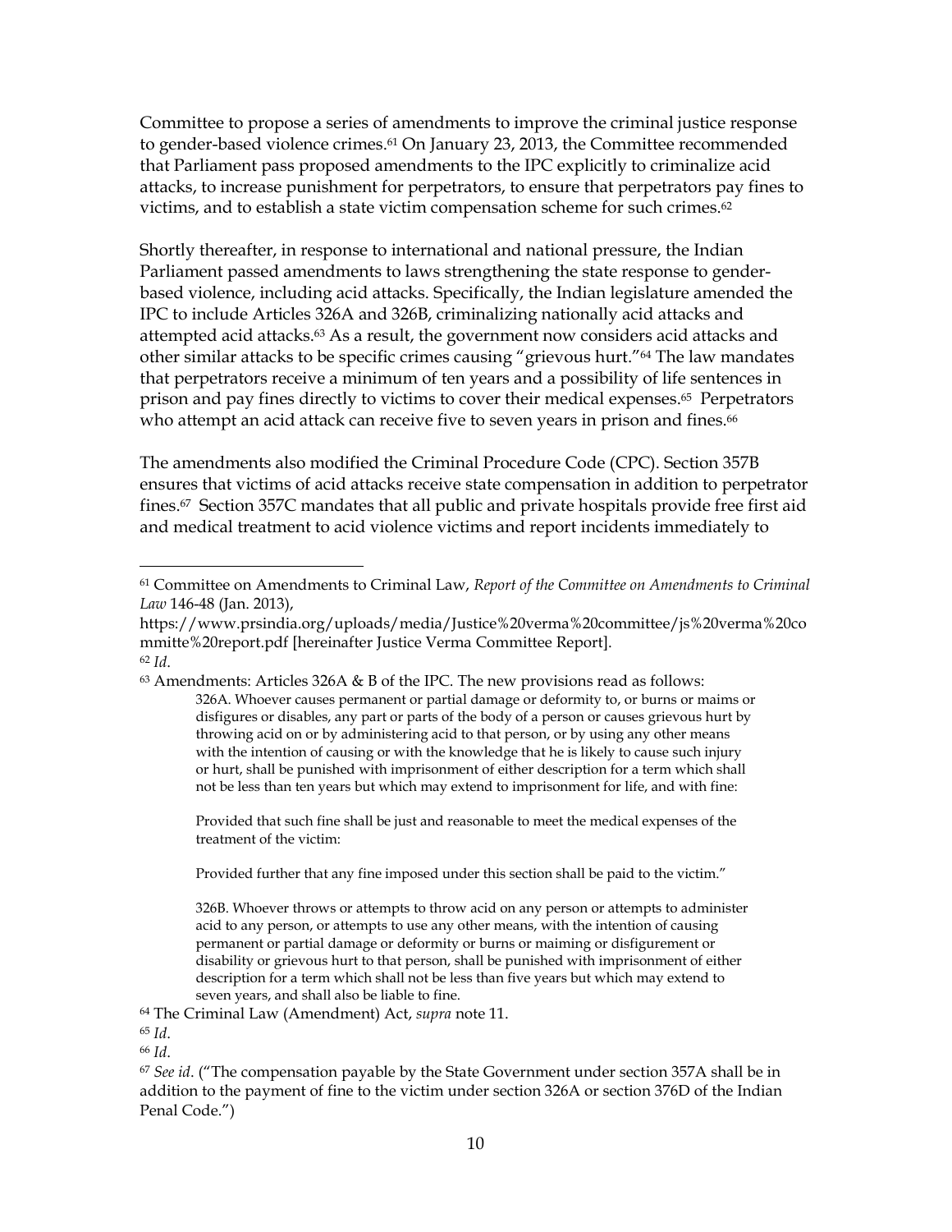Committee to propose a series of amendments to improve the criminal justice response to gender-based violence crimes.[61] On January 23, 2013, the Committee recommended that Parliament pass proposed amendments to the IPC explicitly to criminalize acid attacks, to increase punishment for perpetrators, to ensure that perpetrators pay fines to victims, and to establish a state victim compensation scheme for such crimes.[62]

Shortly thereafter, in response to international and national pressure, the Indian Parliament passed amendments to laws strengthening the state response to gender-based violence, including acid attacks. Specifically, the Indian legislature amended the IPC to include Articles 326A and 326B, criminalizing nationally acid attacks and attempted acid attacks.[63] As a result, the government now considers acid attacks and other similar attacks to be specific crimes causing "grievous hurt."[64] The law mandates that perpetrators receive a minimum of ten years and a possibility of life sentences in prison and pay fines directly to victims to cover their medical expenses.[65] Perpetrators who attempt an acid attack can receive five to seven years in prison and fines.[66]

The amendments also modified the Criminal Procedure Code (CPC). Section 357B ensures that victims of acid attacks receive state compensation in addition to perpetrator fines.[67] Section 357C mandates that all public and private hospitals provide free first aid and medical treatment to acid violence victims and report incidents immediately to

---

[61] Committee on Amendments to Criminal Law, *Report of the Committee on Amendments to Criminal Law* 146-48 (Jan. 2013), https://www.prsindia.org/uploads/media/Justice%20verma%20committee/js%20verma%20committe%20report.pdf [hereinafter Justice Verma Committee Report].

[62] *Id*.

[63] Amendments: Articles 326A & B of the IPC. The new provisions read as follows:

> 326A. Whoever causes permanent or partial damage or deformity to, or burns or maims or disfigures or disables, any part or parts of the body of a person or causes grievous hurt by throwing acid on or by administering acid to that person, or by using any other means with the intention of causing or with the knowledge that he is likely to cause such injury or hurt, shall be punished with imprisonment of either description for a term which shall not be less than ten years but which may extend to imprisonment for life, and with fine:
>
> Provided that such fine shall be just and reasonable to meet the medical expenses of the treatment of the victim:
>
> Provided further that any fine imposed under this section shall be paid to the victim."
>
> 326B. Whoever throws or attempts to throw acid on any person or attempts to administer acid to any person, or attempts to use any other means, with the intention of causing permanent or partial damage or deformity or burns or maiming or disfigurement or disability or grievous hurt to that person, shall be punished with imprisonment of either description for a term which shall not be less than five years but which may extend to seven years, and shall also be liable to fine.

[64] The Criminal Law (Amendment) Act, *supra* note 11.

[65] *Id*.

[66] *Id*.

[67] *See id*. ("The compensation payable by the State Government under section 357A shall be in addition to the payment of fine to the victim under section 326A or section 376D of the Indian Penal Code.")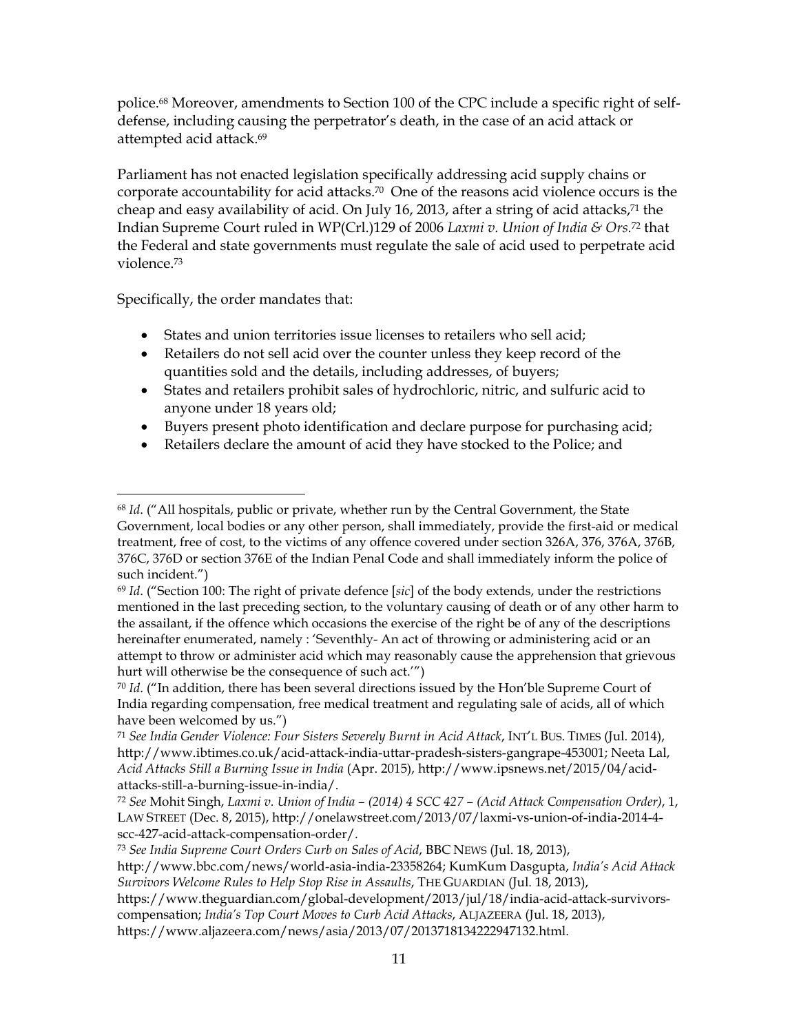police.[68] Moreover, amendments to Section 100 of the CPC include a specific right of self-defense, including causing the perpetrator's death, in the case of an acid attack or attempted acid attack.[69]

Parliament has not enacted legislation specifically addressing acid supply chains or corporate accountability for acid attacks.[70] One of the reasons acid violence occurs is the cheap and easy availability of acid. On July 16, 2013, after a string of acid attacks,[71] the Indian Supreme Court ruled in WP(Crl.)129 of 2006 *Laxmi v. Union of India & Ors.*[72] that the Federal and state governments must regulate the sale of acid used to perpetrate acid violence.[73]

Specifically, the order mandates that:

- States and union territories issue licenses to retailers who sell acid;
- Retailers do not sell acid over the counter unless they keep record of the quantities sold and the details, including addresses, of buyers;
- States and retailers prohibit sales of hydrochloric, nitric, and sulfuric acid to anyone under 18 years old;
- Buyers present photo identification and declare purpose for purchasing acid;
- Retailers declare the amount of acid they have stocked to the Police; and

---

[68] *Id.* ("All hospitals, public or private, whether run by the Central Government, the State Government, local bodies or any other person, shall immediately, provide the first-aid or medical treatment, free of cost, to the victims of any offence covered under section 326A, 376, 376A, 376B, 376C, 376D or section 376E of the Indian Penal Code and shall immediately inform the police of such incident.")

[69] *Id.* ("Section 100: The right of private defence [*sic*] of the body extends, under the restrictions mentioned in the last preceding section, to the voluntary causing of death or of any other harm to the assailant, if the offence which occasions the exercise of the right be of any of the descriptions hereinafter enumerated, namely : 'Seventhly- An act of throwing or administering acid or an attempt to throw or administer acid which may reasonably cause the apprehension that grievous hurt will otherwise be the consequence of such act.'")

[70] *Id.* ("In addition, there has been several directions issued by the Hon'ble Supreme Court of India regarding compensation, free medical treatment and regulating sale of acids, all of which have been welcomed by us.")

[71] *See India Gender Violence: Four Sisters Severely Burnt in Acid Attack*, INT'L BUS. TIMES (Jul. 2014), http://www.ibtimes.co.uk/acid-attack-india-uttar-pradesh-sisters-gangrape-453001; Neeta Lal, *Acid Attacks Still a Burning Issue in India* (Apr. 2015), http://www.ipsnews.net/2015/04/acid-attacks-still-a-burning-issue-in-india/.

[72] *See* Mohit Singh, *Laxmi v. Union of India – (2014) 4 SCC 427 – (Acid Attack Compensation Order)*, 1, LAW STREET (Dec. 8, 2015), http://onelawstreet.com/2013/07/laxmi-vs-union-of-india-2014-4-scc-427-acid-attack-compensation-order/.

[73] *See India Supreme Court Orders Curb on Sales of Acid*, BBC NEWS (Jul. 18, 2013), http://www.bbc.com/news/world-asia-india-23358264; KumKum Dasgupta, *India's Acid Attack Survivors Welcome Rules to Help Stop Rise in Assaults*, THE GUARDIAN (Jul. 18, 2013), https://www.theguardian.com/global-development/2013/jul/18/india-acid-attack-survivors-compensation; *India's Top Court Moves to Curb Acid Attacks*, ALJAZEERA (Jul. 18, 2013), https://www.aljazeera.com/news/asia/2013/07/2013718134222947132.html.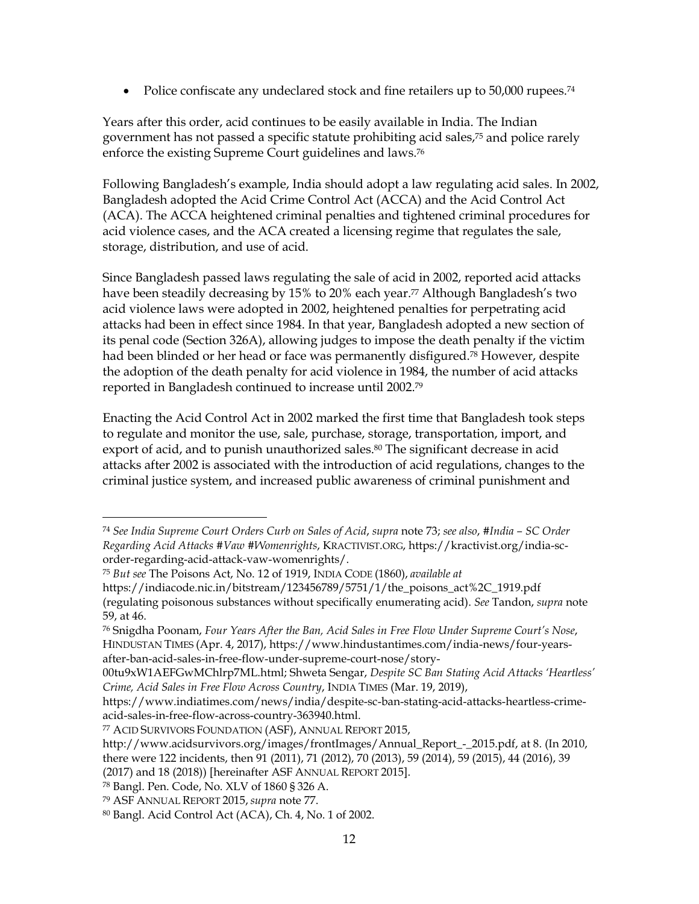- Police confiscate any undeclared stock and fine retailers up to 50,000 rupees.[74]

Years after this order, acid continues to be easily available in India. The Indian government has not passed a specific statute prohibiting acid sales,[75] and police rarely enforce the existing Supreme Court guidelines and laws.[76]

Following Bangladesh's example, India should adopt a law regulating acid sales. In 2002, Bangladesh adopted the Acid Crime Control Act (ACCA) and the Acid Control Act (ACA). The ACCA heightened criminal penalties and tightened criminal procedures for acid violence cases, and the ACA created a licensing regime that regulates the sale, storage, distribution, and use of acid.

Since Bangladesh passed laws regulating the sale of acid in 2002, reported acid attacks have been steadily decreasing by 15% to 20% each year.[77] Although Bangladesh's two acid violence laws were adopted in 2002, heightened penalties for perpetrating acid attacks had been in effect since 1984. In that year, Bangladesh adopted a new section of its penal code (Section 326A), allowing judges to impose the death penalty if the victim had been blinded or her head or face was permanently disfigured.[78] However, despite the adoption of the death penalty for acid violence in 1984, the number of acid attacks reported in Bangladesh continued to increase until 2002.[79]

Enacting the Acid Control Act in 2002 marked the first time that Bangladesh took steps to regulate and monitor the use, sale, purchase, storage, transportation, import, and export of acid, and to punish unauthorized sales.[80] The significant decrease in acid attacks after 2002 is associated with the introduction of acid regulations, changes to the criminal justice system, and increased public awareness of criminal punishment and

---

[74] *See India Supreme Court Orders Curb on Sales of Acid*, *supra* note 73; *see also*, *#India – SC Order Regarding Acid Attacks #Vaw #Womenrights*, KRACTIVIST.ORG, https://kractivist.org/india-sc-order-regarding-acid-attack-vaw-womenrights/.

[75] *But see* The Poisons Act, No. 12 of 1919, INDIA CODE (1860), *available at* https://indiacode.nic.in/bitstream/123456789/5751/1/the_poisons_act%2C_1919.pdf (regulating poisonous substances without specifically enumerating acid). *See* Tandon, *supra* note 59, at 46.

[76] Snigdha Poonam, *Four Years After the Ban, Acid Sales in Free Flow Under Supreme Court's Nose*, HINDUSTAN TIMES (Apr. 4, 2017), https://www.hindustantimes.com/india-news/four-years-after-ban-acid-sales-in-free-flow-under-supreme-court-nose/story-00tu9xW1AEFGwMChlrp7ML.html; Shweta Sengar, *Despite SC Ban Stating Acid Attacks 'Heartless' Crime, Acid Sales in Free Flow Across Country*, INDIA TIMES (Mar. 19, 2019), https://www.indiatimes.com/news/india/despite-sc-ban-stating-acid-attacks-heartless-crime-acid-sales-in-free-flow-across-country-363940.html.

[77] ACID SURVIVORS FOUNDATION (ASF), ANNUAL REPORT 2015, http://www.acidsurvivors.org/images/frontImages/Annual_Report_-_2015.pdf, at 8. (In 2010, there were 122 incidents, then 91 (2011), 71 (2012), 70 (2013), 59 (2014), 59 (2015), 44 (2016), 39 (2017) and 18 (2018)) [hereinafter ASF ANNUAL REPORT 2015].

[78] Bangl. Pen. Code, No. XLV of 1860 § 326 A.

[79] ASF ANNUAL REPORT 2015, *supra* note 77.

[80] Bangl. Acid Control Act (ACA), Ch. 4, No. 1 of 2002.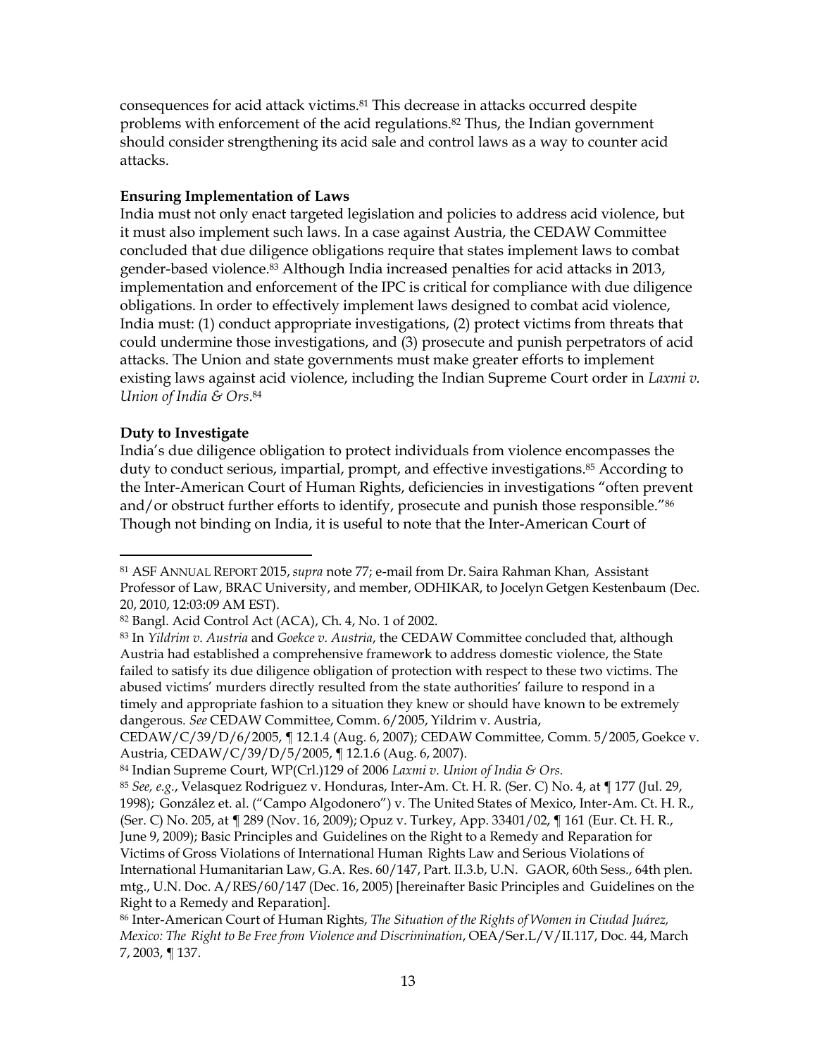consequences for acid attack victims.[81] This decrease in attacks occurred despite problems with enforcement of the acid regulations.[82] Thus, the Indian government should consider strengthening its acid sale and control laws as a way to counter acid attacks.

**Ensuring Implementation of Laws**

India must not only enact targeted legislation and policies to address acid violence, but it must also implement such laws. In a case against Austria, the CEDAW Committee concluded that due diligence obligations require that states implement laws to combat gender-based violence.[83] Although India increased penalties for acid attacks in 2013, implementation and enforcement of the IPC is critical for compliance with due diligence obligations. In order to effectively implement laws designed to combat acid violence, India must: (1) conduct appropriate investigations, (2) protect victims from threats that could undermine those investigations, and (3) prosecute and punish perpetrators of acid attacks. The Union and state governments must make greater efforts to implement existing laws against acid violence, including the Indian Supreme Court order in *Laxmi v. Union of India & Ors*.[84]

**Duty to Investigate**

India's due diligence obligation to protect individuals from violence encompasses the duty to conduct serious, impartial, prompt, and effective investigations.[85] According to the Inter-American Court of Human Rights, deficiencies in investigations "often prevent and/or obstruct further efforts to identify, prosecute and punish those responsible."[86] Though not binding on India, it is useful to note that the Inter-American Court of

---

[81] ASF ANNUAL REPORT 2015, *supra* note 77; e-mail from Dr. Saira Rahman Khan, Assistant Professor of Law, BRAC University, and member, ODHIKAR, to Jocelyn Getgen Kestenbaum (Dec. 20, 2010, 12:03:09 AM EST).

[82] Bangl. Acid Control Act (ACA), Ch. 4, No. 1 of 2002.

[83] In *Yildrim v. Austria* and *Goekce v. Austria*, the CEDAW Committee concluded that, although Austria had established a comprehensive framework to address domestic violence, the State failed to satisfy its due diligence obligation of protection with respect to these two victims. The abused victims' murders directly resulted from the state authorities' failure to respond in a timely and appropriate fashion to a situation they knew or should have known to be extremely dangerous. *See* CEDAW Committee, Comm. 6/2005, Yildrim v. Austria, CEDAW/C/39/D/6/2005, ¶ 12.1.4 (Aug. 6, 2007); CEDAW Committee, Comm. 5/2005, Goekce v. Austria, CEDAW/C/39/D/5/2005, ¶ 12.1.6 (Aug. 6, 2007).

[84] Indian Supreme Court, WP(Crl.)129 of 2006 *Laxmi v. Union of India & Ors.*

[85] *See, e.g.*, Velasquez Rodriguez v. Honduras, Inter-Am. Ct. H. R. (Ser. C) No. 4, at ¶ 177 (Jul. 29, 1998); González et. al. ("Campo Algodonero") v. The United States of Mexico, Inter-Am. Ct. H. R., (Ser. C) No. 205, at ¶ 289 (Nov. 16, 2009); Opuz v. Turkey, App. 33401/02, ¶ 161 (Eur. Ct. H. R., June 9, 2009); Basic Principles and Guidelines on the Right to a Remedy and Reparation for Victims of Gross Violations of International Human Rights Law and Serious Violations of International Humanitarian Law, G.A. Res. 60/147, Part. II.3.b, U.N. GAOR, 60th Sess., 64th plen. mtg., U.N. Doc. A/RES/60/147 (Dec. 16, 2005) [hereinafter Basic Principles and Guidelines on the Right to a Remedy and Reparation].

[86] Inter-American Court of Human Rights, *The Situation of the Rights of Women in Ciudad Juárez, Mexico: The Right to Be Free from Violence and Discrimination*, OEA/Ser.L/V/II.117, Doc. 44, March 7, 2003, ¶ 137.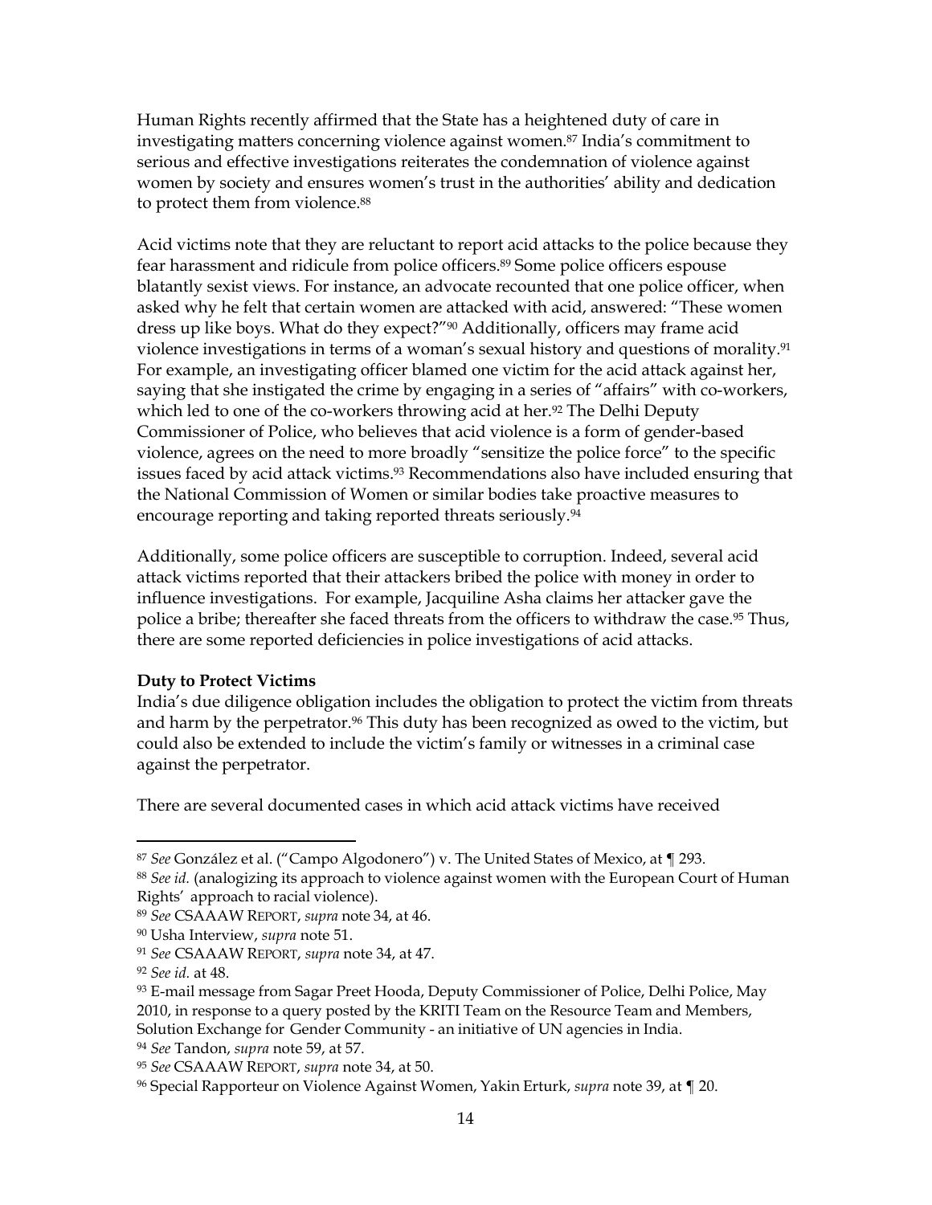Human Rights recently affirmed that the State has a heightened duty of care in investigating matters concerning violence against women.[87] India's commitment to serious and effective investigations reiterates the condemnation of violence against women by society and ensures women's trust in the authorities' ability and dedication to protect them from violence.[88]

Acid victims note that they are reluctant to report acid attacks to the police because they fear harassment and ridicule from police officers.[89] Some police officers espouse blatantly sexist views. For instance, an advocate recounted that one police officer, when asked why he felt that certain women are attacked with acid, answered: "These women dress up like boys. What do they expect?"[90] Additionally, officers may frame acid violence investigations in terms of a woman's sexual history and questions of morality.[91] For example, an investigating officer blamed one victim for the acid attack against her, saying that she instigated the crime by engaging in a series of "affairs" with co-workers, which led to one of the co-workers throwing acid at her.[92] The Delhi Deputy Commissioner of Police, who believes that acid violence is a form of gender-based violence, agrees on the need to more broadly "sensitize the police force" to the specific issues faced by acid attack victims.[93] Recommendations also have included ensuring that the National Commission of Women or similar bodies take proactive measures to encourage reporting and taking reported threats seriously.[94]

Additionally, some police officers are susceptible to corruption. Indeed, several acid attack victims reported that their attackers bribed the police with money in order to influence investigations. For example, Jacquiline Asha claims her attacker gave the police a bribe; thereafter she faced threats from the officers to withdraw the case.[95] Thus, there are some reported deficiencies in police investigations of acid attacks.

**Duty to Protect Victims**

India's due diligence obligation includes the obligation to protect the victim from threats and harm by the perpetrator.[96] This duty has been recognized as owed to the victim, but could also be extended to include the victim's family or witnesses in a criminal case against the perpetrator.

There are several documented cases in which acid attack victims have received

---

[87] *See* González et al. ("Campo Algodonero") v. The United States of Mexico, at ¶ 293.

[88] *See id.* (analogizing its approach to violence against women with the European Court of Human Rights' approach to racial violence).

[89] *See* CSAAAW REPORT, *supra* note 34, at 46.

[90] Usha Interview, *supra* note 51.

[91] *See* CSAAAW REPORT, *supra* note 34, at 47.

[92] *See id.* at 48.

[93] E-mail message from Sagar Preet Hooda, Deputy Commissioner of Police, Delhi Police, May 2010, in response to a query posted by the KRITI Team on the Resource Team and Members, Solution Exchange for Gender Community - an initiative of UN agencies in India.

[94] *See* Tandon, *supra* note 59, at 57.

[95] *See* CSAAAW REPORT, *supra* note 34, at 50.

[96] Special Rapporteur on Violence Against Women, Yakin Erturk, *supra* note 39, at ¶ 20.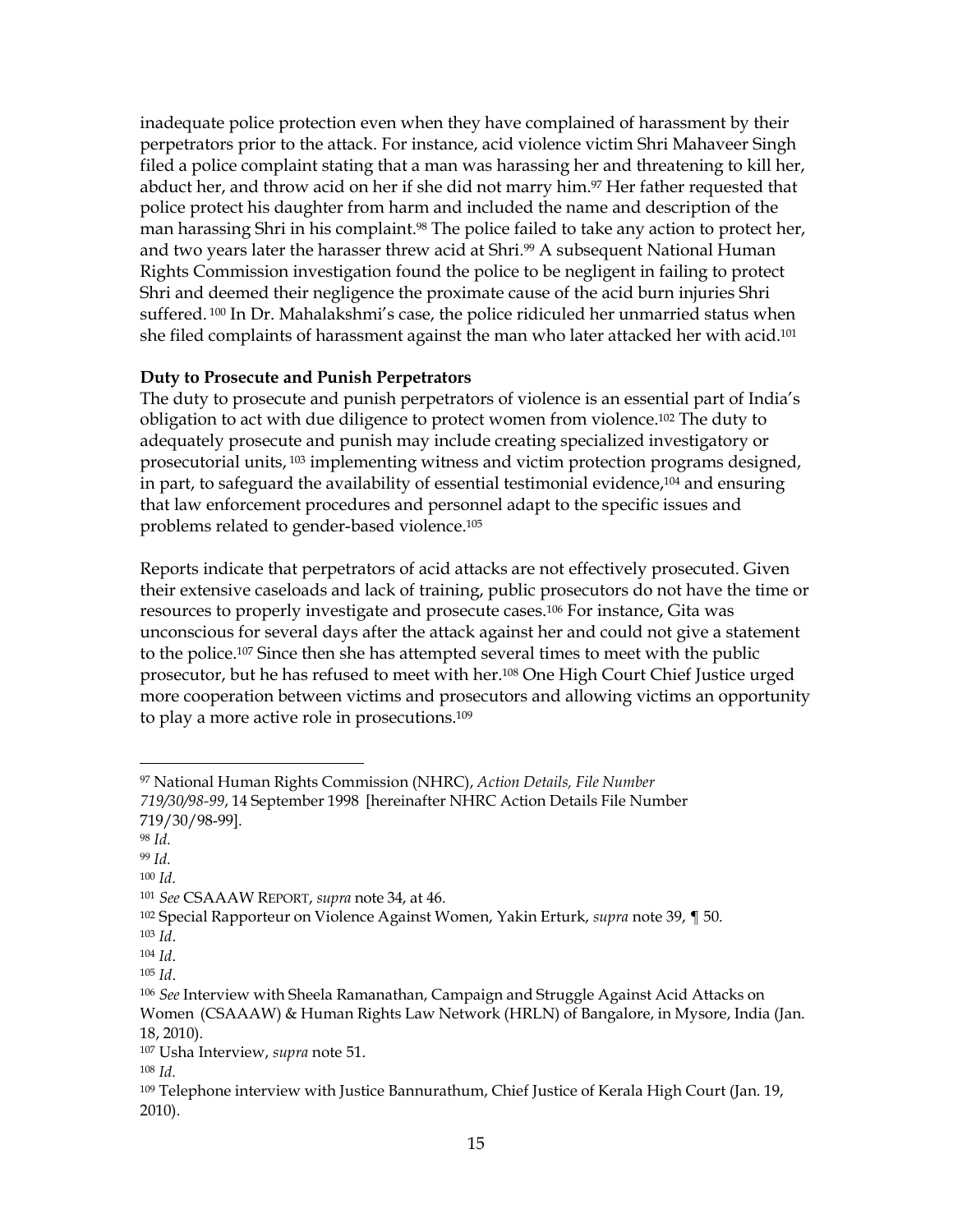inadequate police protection even when they have complained of harassment by their perpetrators prior to the attack. For instance, acid violence victim Shri Mahaveer Singh filed a police complaint stating that a man was harassing her and threatening to kill her, abduct her, and throw acid on her if she did not marry him.[97] Her father requested that police protect his daughter from harm and included the name and description of the man harassing Shri in his complaint.[98] The police failed to take any action to protect her, and two years later the harasser threw acid at Shri.[99] A subsequent National Human Rights Commission investigation found the police to be negligent in failing to protect Shri and deemed their negligence the proximate cause of the acid burn injuries Shri suffered.[100] In Dr. Mahalakshmi's case, the police ridiculed her unmarried status when she filed complaints of harassment against the man who later attacked her with acid.[101]

**Duty to Prosecute and Punish Perpetrators**

The duty to prosecute and punish perpetrators of violence is an essential part of India's obligation to act with due diligence to protect women from violence.[102] The duty to adequately prosecute and punish may include creating specialized investigatory or prosecutorial units,[103] implementing witness and victim protection programs designed, in part, to safeguard the availability of essential testimonial evidence,[104] and ensuring that law enforcement procedures and personnel adapt to the specific issues and problems related to gender-based violence.[105]

Reports indicate that perpetrators of acid attacks are not effectively prosecuted. Given their extensive caseloads and lack of training, public prosecutors do not have the time or resources to properly investigate and prosecute cases.[106] For instance, Gita was unconscious for several days after the attack against her and could not give a statement to the police.[107] Since then she has attempted several times to meet with the public prosecutor, but he has refused to meet with her.[108] One High Court Chief Justice urged more cooperation between victims and prosecutors and allowing victims an opportunity to play a more active role in prosecutions.[109]

---

[97] National Human Rights Commission (NHRC), *Action Details, File Number 719/30/98-99*, 14 September 1998 [hereinafter NHRC Action Details File Number 719/30/98-99].

[98] *Id.*

[99] *Id.*

[100] *Id.*

[101] *See* CSAAAW REPORT, *supra* note 34, at 46.

[102] Special Rapporteur on Violence Against Women, Yakin Erturk, *supra* note 39, ¶ 50.

[103] *Id*.

[104] *Id*.

[105] *Id*.

[106] *See* Interview with Sheela Ramanathan, Campaign and Struggle Against Acid Attacks on Women (CSAAAW) & Human Rights Law Network (HRLN) of Bangalore, in Mysore, India (Jan. 18, 2010).

[107] Usha Interview, *supra* note 51.

[108] *Id.*

[109] Telephone interview with Justice Bannurathum, Chief Justice of Kerala High Court (Jan. 19, 2010).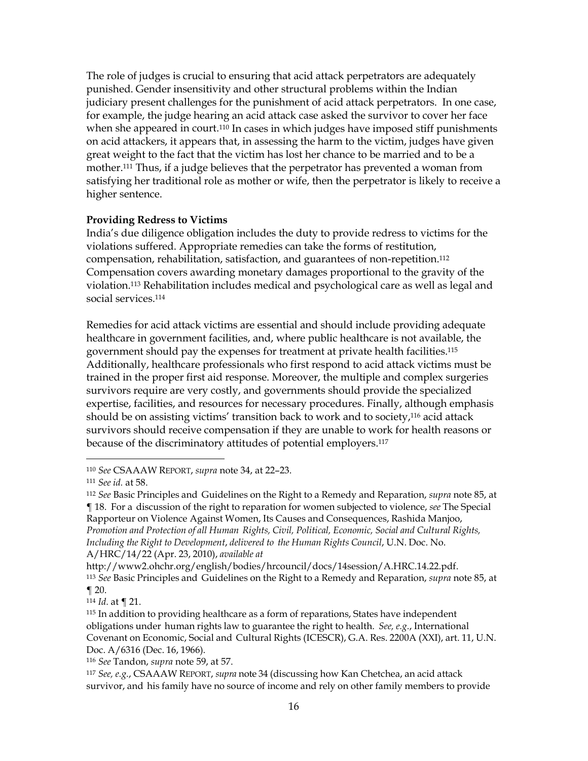The role of judges is crucial to ensuring that acid attack perpetrators are adequately punished. Gender insensitivity and other structural problems within the Indian judiciary present challenges for the punishment of acid attack perpetrators. In one case, for example, the judge hearing an acid attack case asked the survivor to cover her face when she appeared in court.[110] In cases in which judges have imposed stiff punishments on acid attackers, it appears that, in assessing the harm to the victim, judges have given great weight to the fact that the victim has lost her chance to be married and to be a mother.[111] Thus, if a judge believes that the perpetrator has prevented a woman from satisfying her traditional role as mother or wife, then the perpetrator is likely to receive a higher sentence.

**Providing Redress to Victims**

India's due diligence obligation includes the duty to provide redress to victims for the violations suffered. Appropriate remedies can take the forms of restitution, compensation, rehabilitation, satisfaction, and guarantees of non-repetition.[112] Compensation covers awarding monetary damages proportional to the gravity of the violation.[113] Rehabilitation includes medical and psychological care as well as legal and social services.[114]

Remedies for acid attack victims are essential and should include providing adequate healthcare in government facilities, and, where public healthcare is not available, the government should pay the expenses for treatment at private health facilities.[115] Additionally, healthcare professionals who first respond to acid attack victims must be trained in the proper first aid response. Moreover, the multiple and complex surgeries survivors require are very costly, and governments should provide the specialized expertise, facilities, and resources for necessary procedures. Finally, although emphasis should be on assisting victims' transition back to work and to society,[116] acid attack survivors should receive compensation if they are unable to work for health reasons or because of the discriminatory attitudes of potential employers.[117]

---

[110] *See* CSAAAW REPORT, *supra* note 34, at 22–23.

[111] *See id.* at 58.

[112] *See* Basic Principles and Guidelines on the Right to a Remedy and Reparation, *supra* note 85, at ¶ 18. For a discussion of the right to reparation for women subjected to violence, *see* The Special Rapporteur on Violence Against Women, Its Causes and Consequences, Rashida Manjoo, *Promotion and Protection of all Human Rights, Civil, Political, Economic, Social and Cultural Rights, Including the Right to Development*, *delivered to the Human Rights Council*, U.N. Doc. No. A/HRC/14/22 (Apr. 23, 2010), *available at* http://www2.ohchr.org/english/bodies/hrcouncil/docs/14session/A.HRC.14.22.pdf.

[113] *See* Basic Principles and Guidelines on the Right to a Remedy and Reparation, *supra* note 85, at ¶ 20.

[114] *Id.* at ¶ 21.

[115] In addition to providing healthcare as a form of reparations, States have independent obligations under human rights law to guarantee the right to health. *See, e.g.*, International Covenant on Economic, Social and Cultural Rights (ICESCR), G.A. Res. 2200A (XXI), art. 11, U.N. Doc. A/6316 (Dec. 16, 1966).

[116] *See* Tandon, *supra* note 59, at 57.

[117] *See, e.g.*, CSAAAW REPORT, *supra* note 34 (discussing how Kan Chetchea, an acid attack survivor, and his family have no source of income and rely on other family members to provide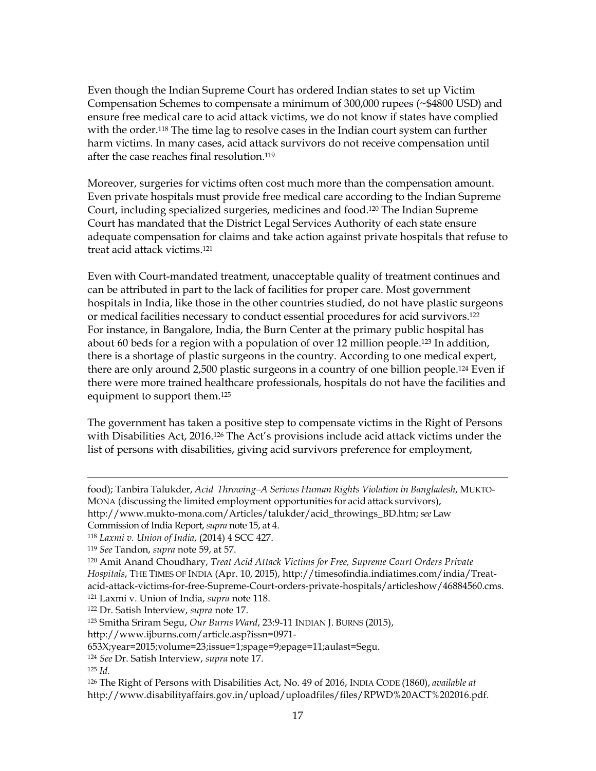Even though the Indian Supreme Court has ordered Indian states to set up Victim Compensation Schemes to compensate a minimum of 300,000 rupees (~$4800 USD) and ensure free medical care to acid attack victims, we do not know if states have complied with the order.[118] The time lag to resolve cases in the Indian court system can further harm victims. In many cases, acid attack survivors do not receive compensation until after the case reaches final resolution.[119]

Moreover, surgeries for victims often cost much more than the compensation amount. Even private hospitals must provide free medical care according to the Indian Supreme Court, including specialized surgeries, medicines and food.[120] The Indian Supreme Court has mandated that the District Legal Services Authority of each state ensure adequate compensation for claims and take action against private hospitals that refuse to treat acid attack victims.[121]

Even with Court-mandated treatment, unacceptable quality of treatment continues and can be attributed in part to the lack of facilities for proper care. Most government hospitals in India, like those in the other countries studied, do not have plastic surgeons or medical facilities necessary to conduct essential procedures for acid survivors.[122] For instance, in Bangalore, India, the Burn Center at the primary public hospital has about 60 beds for a region with a population of over 12 million people.[123] In addition, there is a shortage of plastic surgeons in the country. According to one medical expert, there are only around 2,500 plastic surgeons in a country of one billion people.[124] Even if there were more trained healthcare professionals, hospitals do not have the facilities and equipment to support them.[125]

The government has taken a positive step to compensate victims in the Right of Persons with Disabilities Act, 2016.[126] The Act's provisions include acid attack victims under the list of persons with disabilities, giving acid survivors preference for employment,

---

food); Tanbira Talukder, *Acid Throwing–A Serious Human Rights Violation in Bangladesh*, MUKTO-MONA (discussing the limited employment opportunities for acid attack survivors), http://www.mukto-mona.com/Articles/talukder/acid_throwings_BD.htm; *see* Law Commission of India Report, *supra* note 15, at 4.

[118] *Laxmi v. Union of India*, (2014) 4 SCC 427.

[119] *See* Tandon, *supra* note 59, at 57.

[120] Amit Anand Choudhary, *Treat Acid Attack Victims for Free, Supreme Court Orders Private Hospitals*, THE TIMES OF INDIA (Apr. 10, 2015), http://timesofindia.indiatimes.com/india/Treat-acid-attack-victims-for-free-Supreme-Court-orders-private-hospitals/articleshow/46884560.cms.

[121] Laxmi v. Union of India, *supra* note 118.

[122] Dr. Satish Interview, *supra* note 17.

[123] Smitha Sriram Segu, *Our Burns Ward*, 23:9-11 INDIAN J. BURNS (2015), http://www.ijburns.com/article.asp?issn=0971-653X;year=2015;volume=23;issue=1;spage=9;epage=11;aulast=Segu.

[124] *See* Dr. Satish Interview, *supra* note 17.

[125] *Id.*

[126] The Right of Persons with Disabilities Act, No. 49 of 2016, INDIA CODE (1860), *available at* http://www.disabilityaffairs.gov.in/upload/uploadfiles/files/RPWD%20ACT%202016.pdf.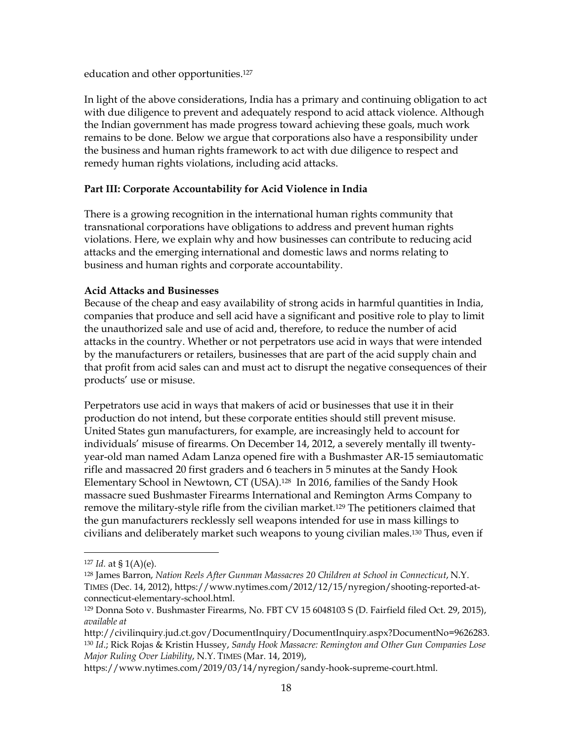education and other opportunities.[127]

In light of the above considerations, India has a primary and continuing obligation to act with due diligence to prevent and adequately respond to acid attack violence. Although the Indian government has made progress toward achieving these goals, much work remains to be done. Below we argue that corporations also have a responsibility under the business and human rights framework to act with due diligence to respect and remedy human rights violations, including acid attacks.

## Part III: Corporate Accountability for Acid Violence in India

There is a growing recognition in the international human rights community that transnational corporations have obligations to address and prevent human rights violations. Here, we explain why and how businesses can contribute to reducing acid attacks and the emerging international and domestic laws and norms relating to business and human rights and corporate accountability.

### Acid Attacks and Businesses

Because of the cheap and easy availability of strong acids in harmful quantities in India, companies that produce and sell acid have a significant and positive role to play to limit the unauthorized sale and use of acid and, therefore, to reduce the number of acid attacks in the country. Whether or not perpetrators use acid in ways that were intended by the manufacturers or retailers, businesses that are part of the acid supply chain and that profit from acid sales can and must act to disrupt the negative consequences of their products' use or misuse.

Perpetrators use acid in ways that makers of acid or businesses that use it in their production do not intend, but these corporate entities should still prevent misuse. United States gun manufacturers, for example, are increasingly held to account for individuals' misuse of firearms. On December 14, 2012, a severely mentally ill twenty-year-old man named Adam Lanza opened fire with a Bushmaster AR-15 semiautomatic rifle and massacred 20 first graders and 6 teachers in 5 minutes at the Sandy Hook Elementary School in Newtown, CT (USA).[128] In 2016, families of the Sandy Hook massacre sued Bushmaster Firearms International and Remington Arms Company to remove the military-style rifle from the civilian market.[129] The petitioners claimed that the gun manufacturers recklessly sell weapons intended for use in mass killings to civilians and deliberately market such weapons to young civilian males.[130] Thus, even if

---

[127] *Id.* at § 1(A)(e).

[128] James Barron, *Nation Reels After Gunman Massacres 20 Children at School in Connecticut*, N.Y. TIMES (Dec. 14, 2012), https://www.nytimes.com/2012/12/15/nyregion/shooting-reported-at-connecticut-elementary-school.html.

[129] Donna Soto v. Bushmaster Firearms, No. FBT CV 15 6048103 S (D. Fairfield filed Oct. 29, 2015), *available at* http://civilinquiry.jud.ct.gov/DocumentInquiry/DocumentInquiry.aspx?DocumentNo=9626283.

[130] *Id*.; Rick Rojas & Kristin Hussey, *Sandy Hook Massacre: Remington and Other Gun Companies Lose Major Ruling Over Liability*, N.Y. TIMES (Mar. 14, 2019), https://www.nytimes.com/2019/03/14/nyregion/sandy-hook-supreme-court.html.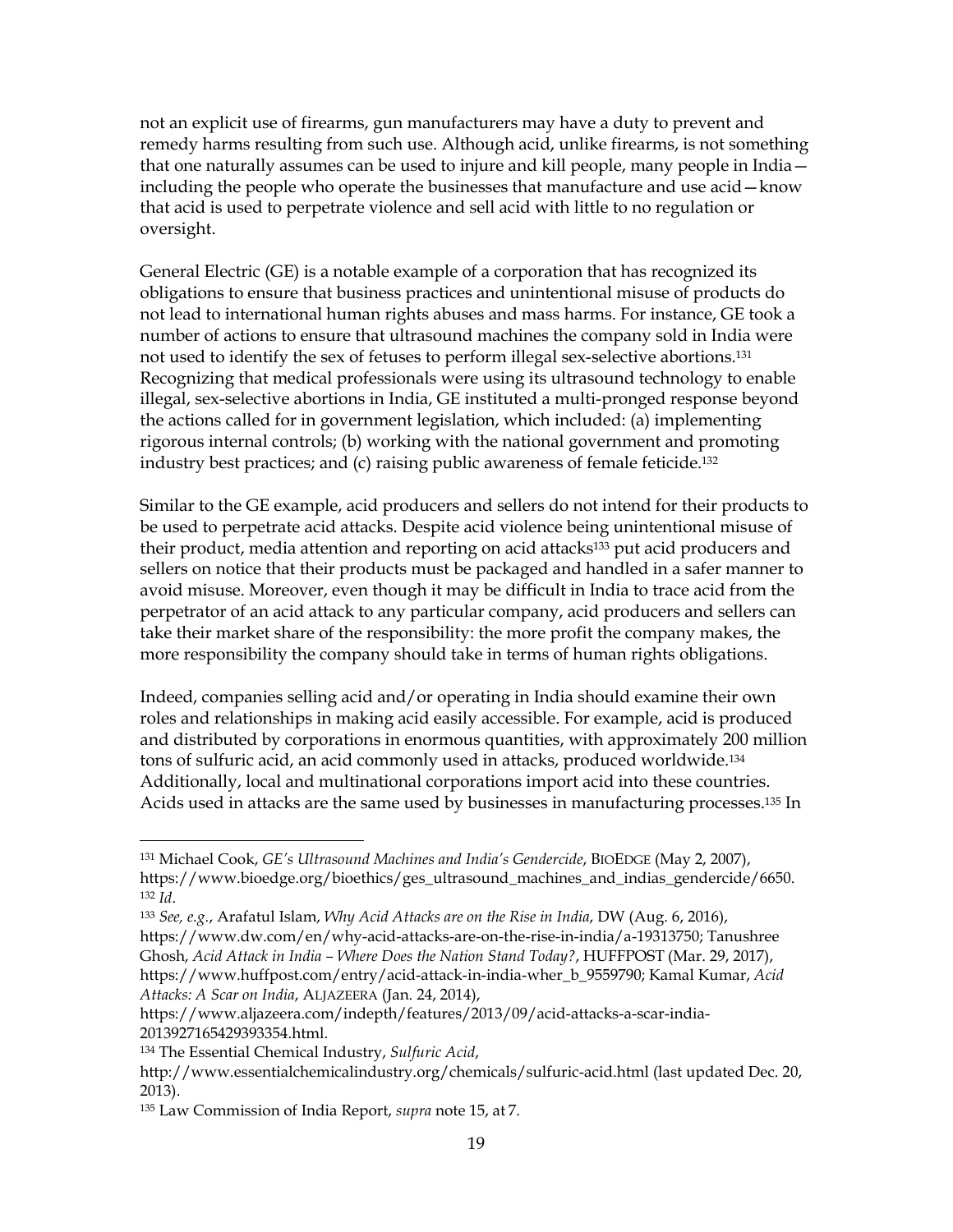not an explicit use of firearms, gun manufacturers may have a duty to prevent and remedy harms resulting from such use. Although acid, unlike firearms, is not something that one naturally assumes can be used to injure and kill people, many people in India—including the people who operate the businesses that manufacture and use acid—know that acid is used to perpetrate violence and sell acid with little to no regulation or oversight.

General Electric (GE) is a notable example of a corporation that has recognized its obligations to ensure that business practices and unintentional misuse of products do not lead to international human rights abuses and mass harms. For instance, GE took a number of actions to ensure that ultrasound machines the company sold in India were not used to identify the sex of fetuses to perform illegal sex-selective abortions.[131] Recognizing that medical professionals were using its ultrasound technology to enable illegal, sex-selective abortions in India, GE instituted a multi-pronged response beyond the actions called for in government legislation, which included: (a) implementing rigorous internal controls; (b) working with the national government and promoting industry best practices; and (c) raising public awareness of female feticide.[132]

Similar to the GE example, acid producers and sellers do not intend for their products to be used to perpetrate acid attacks. Despite acid violence being unintentional misuse of their product, media attention and reporting on acid attacks[133] put acid producers and sellers on notice that their products must be packaged and handled in a safer manner to avoid misuse. Moreover, even though it may be difficult in India to trace acid from the perpetrator of an acid attack to any particular company, acid producers and sellers can take their market share of the responsibility: the more profit the company makes, the more responsibility the company should take in terms of human rights obligations.

Indeed, companies selling acid and/or operating in India should examine their own roles and relationships in making acid easily accessible. For example, acid is produced and distributed by corporations in enormous quantities, with approximately 200 million tons of sulfuric acid, an acid commonly used in attacks, produced worldwide.[134] Additionally, local and multinational corporations import acid into these countries. Acids used in attacks are the same used by businesses in manufacturing processes.[135] In

---

[131] Michael Cook, *GE's Ultrasound Machines and India's Gendercide*, BIOEDGE (May 2, 2007), https://www.bioedge.org/bioethics/ges_ultrasound_machines_and_indias_gendercide/6650.

[132] *Id*.

[133] *See, e.g.*, Arafatul Islam, *Why Acid Attacks are on the Rise in India*, DW (Aug. 6, 2016), https://www.dw.com/en/why-acid-attacks-are-on-the-rise-in-india/a-19313750; Tanushree Ghosh, *Acid Attack in India – Where Does the Nation Stand Today?*, HUFFPOST (Mar. 29, 2017), https://www.huffpost.com/entry/acid-attack-in-india-wher_b_9559790; Kamal Kumar, *Acid Attacks: A Scar on India*, ALJAZEERA (Jan. 24, 2014), https://www.aljazeera.com/indepth/features/2013/09/acid-attacks-a-scar-india-2013927165429393354.html.

[134] The Essential Chemical Industry, *Sulfuric Acid*, http://www.essentialchemicalindustry.org/chemicals/sulfuric-acid.html (last updated Dec. 20, 2013).

[135] Law Commission of India Report, *supra* note 15, at 7.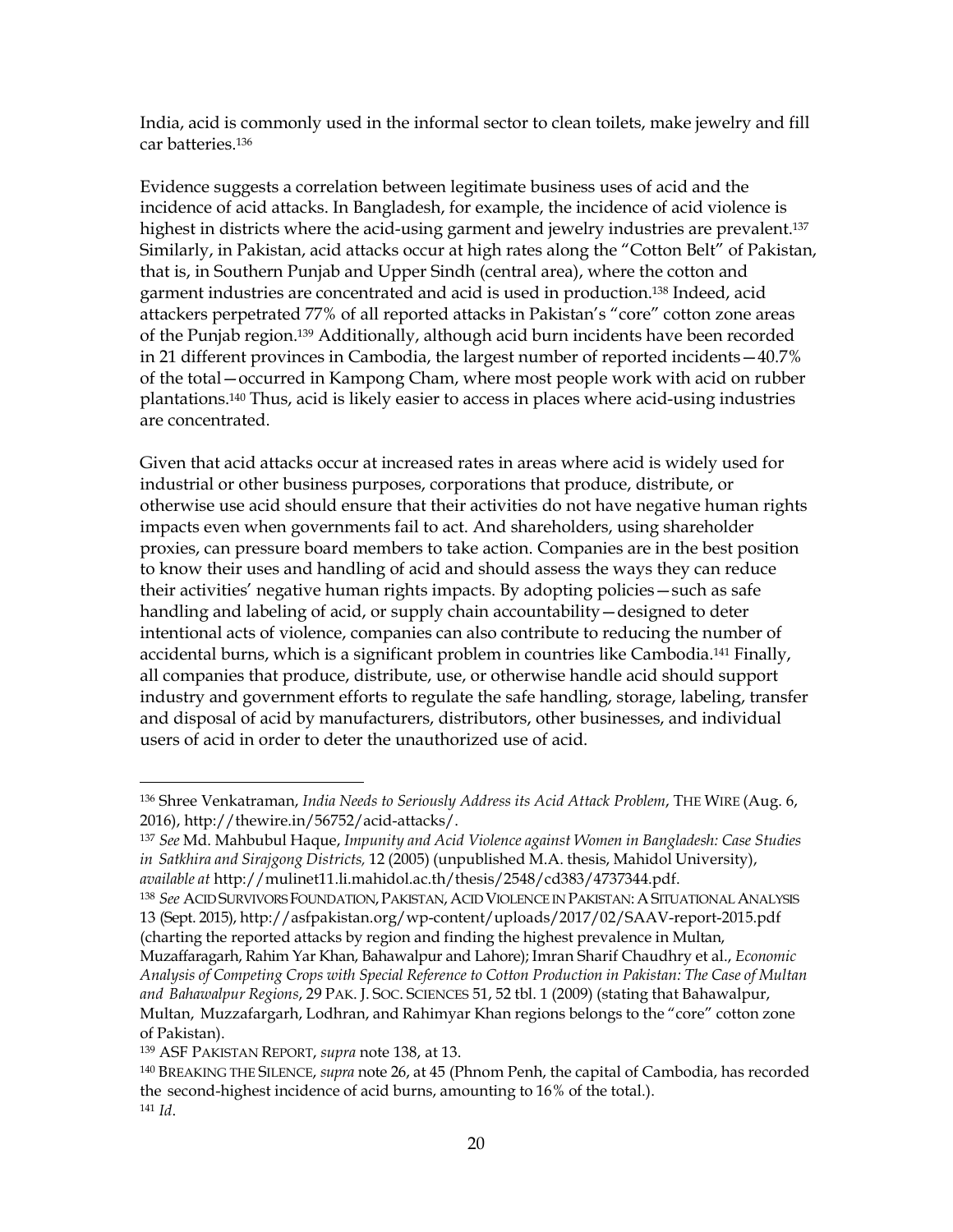India, acid is commonly used in the informal sector to clean toilets, make jewelry and fill car batteries.[136]

Evidence suggests a correlation between legitimate business uses of acid and the incidence of acid attacks. In Bangladesh, for example, the incidence of acid violence is highest in districts where the acid-using garment and jewelry industries are prevalent.[137] Similarly, in Pakistan, acid attacks occur at high rates along the "Cotton Belt" of Pakistan, that is, in Southern Punjab and Upper Sindh (central area), where the cotton and garment industries are concentrated and acid is used in production.[138] Indeed, acid attackers perpetrated 77% of all reported attacks in Pakistan's "core" cotton zone areas of the Punjab region.[139] Additionally, although acid burn incidents have been recorded in 21 different provinces in Cambodia, the largest number of reported incidents—40.7% of the total—occurred in Kampong Cham, where most people work with acid on rubber plantations.[140] Thus, acid is likely easier to access in places where acid-using industries are concentrated.

Given that acid attacks occur at increased rates in areas where acid is widely used for industrial or other business purposes, corporations that produce, distribute, or otherwise use acid should ensure that their activities do not have negative human rights impacts even when governments fail to act. And shareholders, using shareholder proxies, can pressure board members to take action. Companies are in the best position to know their uses and handling of acid and should assess the ways they can reduce their activities' negative human rights impacts. By adopting policies—such as safe handling and labeling of acid, or supply chain accountability—designed to deter intentional acts of violence, companies can also contribute to reducing the number of accidental burns, which is a significant problem in countries like Cambodia.[141] Finally, all companies that produce, distribute, use, or otherwise handle acid should support industry and government efforts to regulate the safe handling, storage, labeling, transfer and disposal of acid by manufacturers, distributors, other businesses, and individual users of acid in order to deter the unauthorized use of acid.

---

[136] Shree Venkatraman, *India Needs to Seriously Address its Acid Attack Problem*, THE WIRE (Aug. 6, 2016), http://thewire.in/56752/acid-attacks/.

[137] *See* Md. Mahbubul Haque, *Impunity and Acid Violence against Women in Bangladesh: Case Studies in Satkhira and Sirajgong Districts,* 12 (2005) (unpublished M.A. thesis, Mahidol University), *available at* http://mulinet11.li.mahidol.ac.th/thesis/2548/cd383/4737344.pdf.

[138] *See* ACID SURVIVORS FOUNDATION, PAKISTAN, ACID VIOLENCE IN PAKISTAN: A SITUATIONAL ANALYSIS 13 (Sept. 2015), http://asfpakistan.org/wp-content/uploads/2017/02/SAAV-report-2015.pdf (charting the reported attacks by region and finding the highest prevalence in Multan, Muzaffaragarh, Rahim Yar Khan, Bahawalpur and Lahore); Imran Sharif Chaudhry et al., *Economic Analysis of Competing Crops with Special Reference to Cotton Production in Pakistan: The Case of Multan and Bahawalpur Regions*, 29 PAK. J. SOC. SCIENCES 51, 52 tbl. 1 (2009) (stating that Bahawalpur, Multan, Muzzafargarh, Lodhran, and Rahimyar Khan regions belongs to the "core" cotton zone of Pakistan).

[139] ASF PAKISTAN REPORT, *supra* note 138, at 13.

[140] BREAKING THE SILENCE, *supra* note 26, at 45 (Phnom Penh, the capital of Cambodia, has recorded the second-highest incidence of acid burns, amounting to 16% of the total.).

[141] *Id*.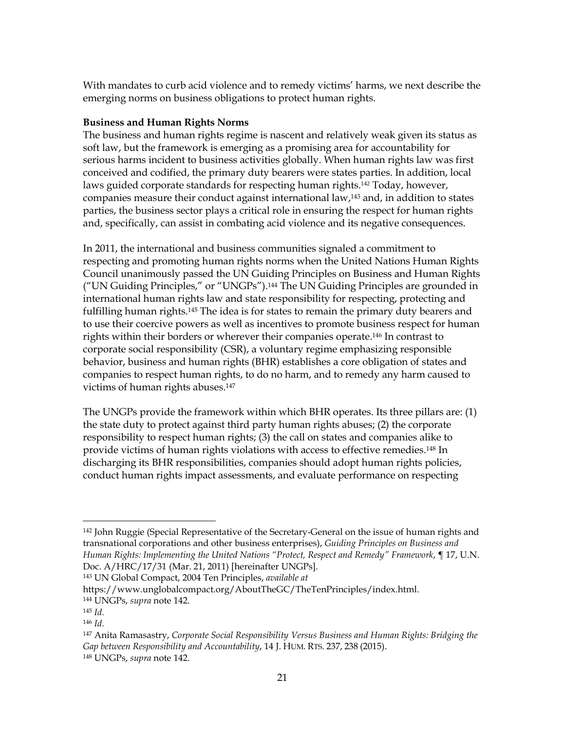With mandates to curb acid violence and to remedy victims' harms, we next describe the emerging norms on business obligations to protect human rights.

**Business and Human Rights Norms**

The business and human rights regime is nascent and relatively weak given its status as soft law, but the framework is emerging as a promising area for accountability for serious harms incident to business activities globally. When human rights law was first conceived and codified, the primary duty bearers were states parties. In addition, local laws guided corporate standards for respecting human rights.[142] Today, however, companies measure their conduct against international law,[143] and, in addition to states parties, the business sector plays a critical role in ensuring the respect for human rights and, specifically, can assist in combating acid violence and its negative consequences.

In 2011, the international and business communities signaled a commitment to respecting and promoting human rights norms when the United Nations Human Rights Council unanimously passed the UN Guiding Principles on Business and Human Rights ("UN Guiding Principles," or "UNGPs").[144] The UN Guiding Principles are grounded in international human rights law and state responsibility for respecting, protecting and fulfilling human rights.[145] The idea is for states to remain the primary duty bearers and to use their coercive powers as well as incentives to promote business respect for human rights within their borders or wherever their companies operate.[146] In contrast to corporate social responsibility (CSR), a voluntary regime emphasizing responsible behavior, business and human rights (BHR) establishes a core obligation of states and companies to respect human rights, to do no harm, and to remedy any harm caused to victims of human rights abuses.[147]

The UNGPs provide the framework within which BHR operates. Its three pillars are: (1) the state duty to protect against third party human rights abuses; (2) the corporate responsibility to respect human rights; (3) the call on states and companies alike to provide victims of human rights violations with access to effective remedies.[148] In discharging its BHR responsibilities, companies should adopt human rights policies, conduct human rights impact assessments, and evaluate performance on respecting

---

[142] John Ruggie (Special Representative of the Secretary-General on the issue of human rights and transnational corporations and other business enterprises), *Guiding Principles on Business and Human Rights: Implementing the United Nations "Protect, Respect and Remedy" Framework*, ¶ 17, U.N. Doc. A/HRC/17/31 (Mar. 21, 2011) [hereinafter UNGPs].

[143] UN Global Compact, 2004 Ten Principles, *available at* https://www.unglobalcompact.org/AboutTheGC/TheTenPrinciples/index.html.

[144] UNGPs, *supra* note 142.

[145] *Id.*

[146] *Id.*

[147] Anita Ramasastry, *Corporate Social Responsibility Versus Business and Human Rights: Bridging the Gap between Responsibility and Accountability*, 14 J. HUM. RTS. 237, 238 (2015).

[148] UNGPs, *supra* note 142.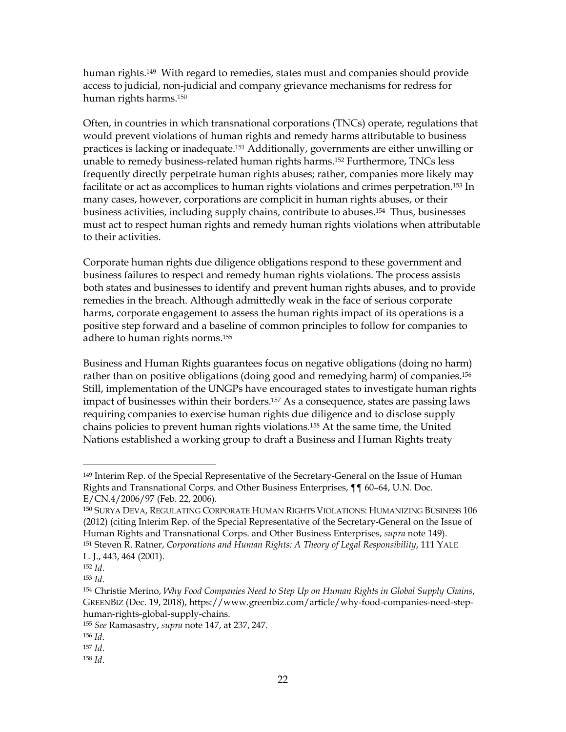human rights.[149] With regard to remedies, states must and companies should provide access to judicial, non-judicial and company grievance mechanisms for redress for human rights harms.[150]

Often, in countries in which transnational corporations (TNCs) operate, regulations that would prevent violations of human rights and remedy harms attributable to business practices is lacking or inadequate.[151] Additionally, governments are either unwilling or unable to remedy business-related human rights harms.[152] Furthermore, TNCs less frequently directly perpetrate human rights abuses; rather, companies more likely may facilitate or act as accomplices to human rights violations and crimes perpetration.[153] In many cases, however, corporations are complicit in human rights abuses, or their business activities, including supply chains, contribute to abuses.[154] Thus, businesses must act to respect human rights and remedy human rights violations when attributable to their activities.

Corporate human rights due diligence obligations respond to these government and business failures to respect and remedy human rights violations. The process assists both states and businesses to identify and prevent human rights abuses, and to provide remedies in the breach. Although admittedly weak in the face of serious corporate harms, corporate engagement to assess the human rights impact of its operations is a positive step forward and a baseline of common principles to follow for companies to adhere to human rights norms.[155]

Business and Human Rights guarantees focus on negative obligations (doing no harm) rather than on positive obligations (doing good and remedying harm) of companies.[156] Still, implementation of the UNGPs have encouraged states to investigate human rights impact of businesses within their borders.[157] As a consequence, states are passing laws requiring companies to exercise human rights due diligence and to disclose supply chains policies to prevent human rights violations.[158] At the same time, the United Nations established a working group to draft a Business and Human Rights treaty

---

[149] Interim Rep. of the Special Representative of the Secretary-General on the Issue of Human Rights and Transnational Corps. and Other Business Enterprises, ¶¶ 60–64, U.N. Doc. E/CN.4/2006/97 (Feb. 22, 2006).

[150] SURYA DEVA, REGULATING CORPORATE HUMAN RIGHTS VIOLATIONS: HUMANIZING BUSINESS 106 (2012) (citing Interim Rep. of the Special Representative of the Secretary-General on the Issue of Human Rights and Transnational Corps. and Other Business Enterprises, *supra* note 149).

[151] Steven R. Ratner, *Corporations and Human Rights: A Theory of Legal Responsibility*, 111 YALE L. J., 443, 464 (2001).

[152] *Id*.

[153] *Id*.

[154] Christie Merino, *Why Food Companies Need to Step Up on Human Rights in Global Supply Chains*, GREENBIZ (Dec. 19, 2018), https://www.greenbiz.com/article/why-food-companies-need-step-human-rights-global-supply-chains.

[155] *See* Ramasastry, *supra* note 147, at 237, 247.

[156] *Id*.

[157] *Id*.

[158] *Id*.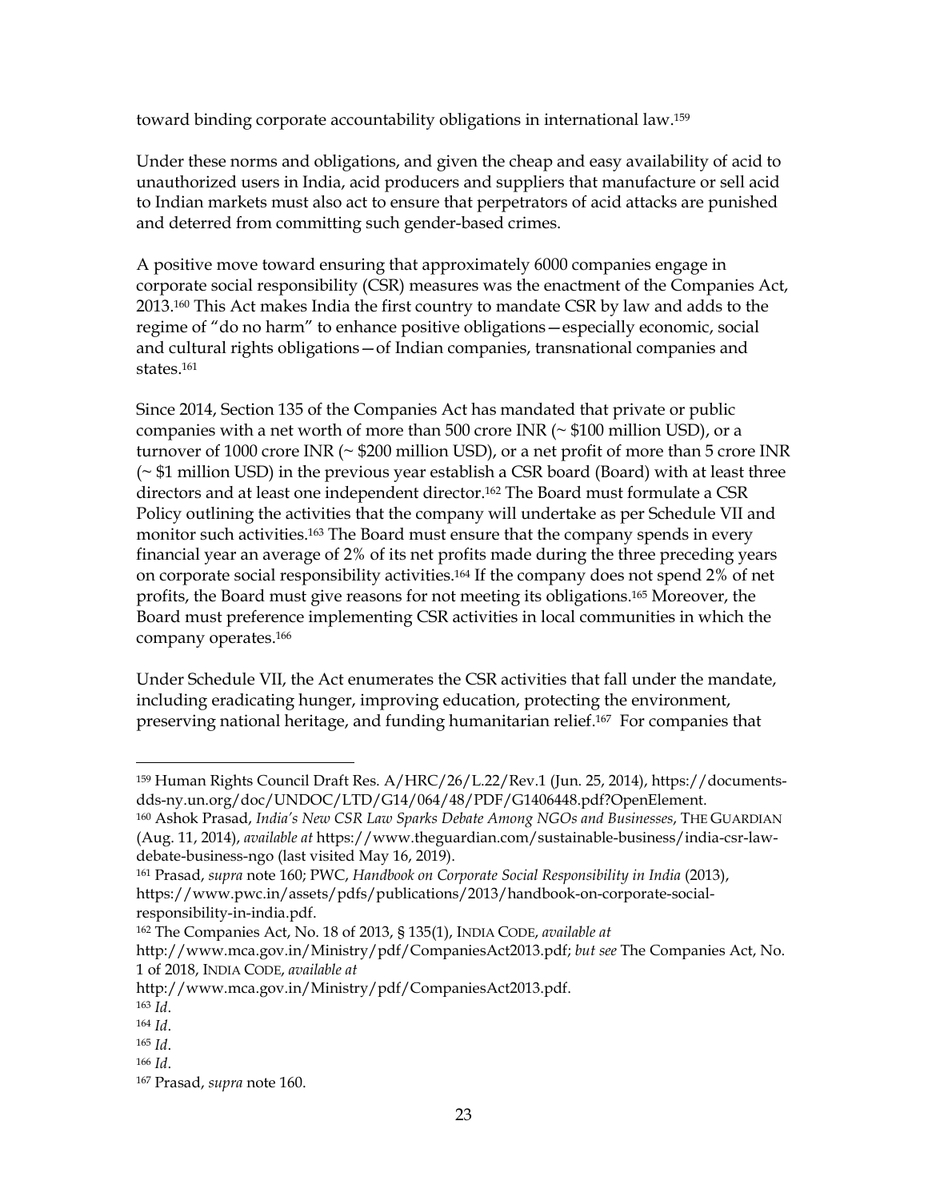toward binding corporate accountability obligations in international law.[159]

Under these norms and obligations, and given the cheap and easy availability of acid to unauthorized users in India, acid producers and suppliers that manufacture or sell acid to Indian markets must also act to ensure that perpetrators of acid attacks are punished and deterred from committing such gender-based crimes.

A positive move toward ensuring that approximately 6000 companies engage in corporate social responsibility (CSR) measures was the enactment of the Companies Act, 2013.[160] This Act makes India the first country to mandate CSR by law and adds to the regime of "do no harm" to enhance positive obligations—especially economic, social and cultural rights obligations—of Indian companies, transnational companies and states.[161]

Since 2014, Section 135 of the Companies Act has mandated that private or public companies with a net worth of more than 500 crore INR (~ $100 million USD), or a turnover of 1000 crore INR (~ $200 million USD), or a net profit of more than 5 crore INR (~ $1 million USD) in the previous year establish a CSR board (Board) with at least three directors and at least one independent director.[162] The Board must formulate a CSR Policy outlining the activities that the company will undertake as per Schedule VII and monitor such activities.[163] The Board must ensure that the company spends in every financial year an average of 2% of its net profits made during the three preceding years on corporate social responsibility activities.[164] If the company does not spend 2% of net profits, the Board must give reasons for not meeting its obligations.[165] Moreover, the Board must preference implementing CSR activities in local communities in which the company operates.[166]

Under Schedule VII, the Act enumerates the CSR activities that fall under the mandate, including eradicating hunger, improving education, protecting the environment, preserving national heritage, and funding humanitarian relief.[167] For companies that

---

[159] Human Rights Council Draft Res. A/HRC/26/L.22/Rev.1 (Jun. 25, 2014), https://documents-dds-ny.un.org/doc/UNDOC/LTD/G14/064/48/PDF/G1406448.pdf?OpenElement.

[160] Ashok Prasad, *India's New CSR Law Sparks Debate Among NGOs and Businesses*, THE GUARDIAN (Aug. 11, 2014), *available at* https://www.theguardian.com/sustainable-business/india-csr-law-debate-business-ngo (last visited May 16, 2019).

[161] Prasad, *supra* note 160; PWC, *Handbook on Corporate Social Responsibility in India* (2013), https://www.pwc.in/assets/pdfs/publications/2013/handbook-on-corporate-social-responsibility-in-india.pdf.

[162] The Companies Act, No. 18 of 2013, § 135(1), INDIA CODE, *available at* http://www.mca.gov.in/Ministry/pdf/CompaniesAct2013.pdf; *but see* The Companies Act, No. 1 of 2018, INDIA CODE, *available at* http://www.mca.gov.in/Ministry/pdf/CompaniesAct2013.pdf.

[163] *Id*.

[164] *Id*.

[165] *Id*.

[166] *Id*.

[167] Prasad, *supra* note 160.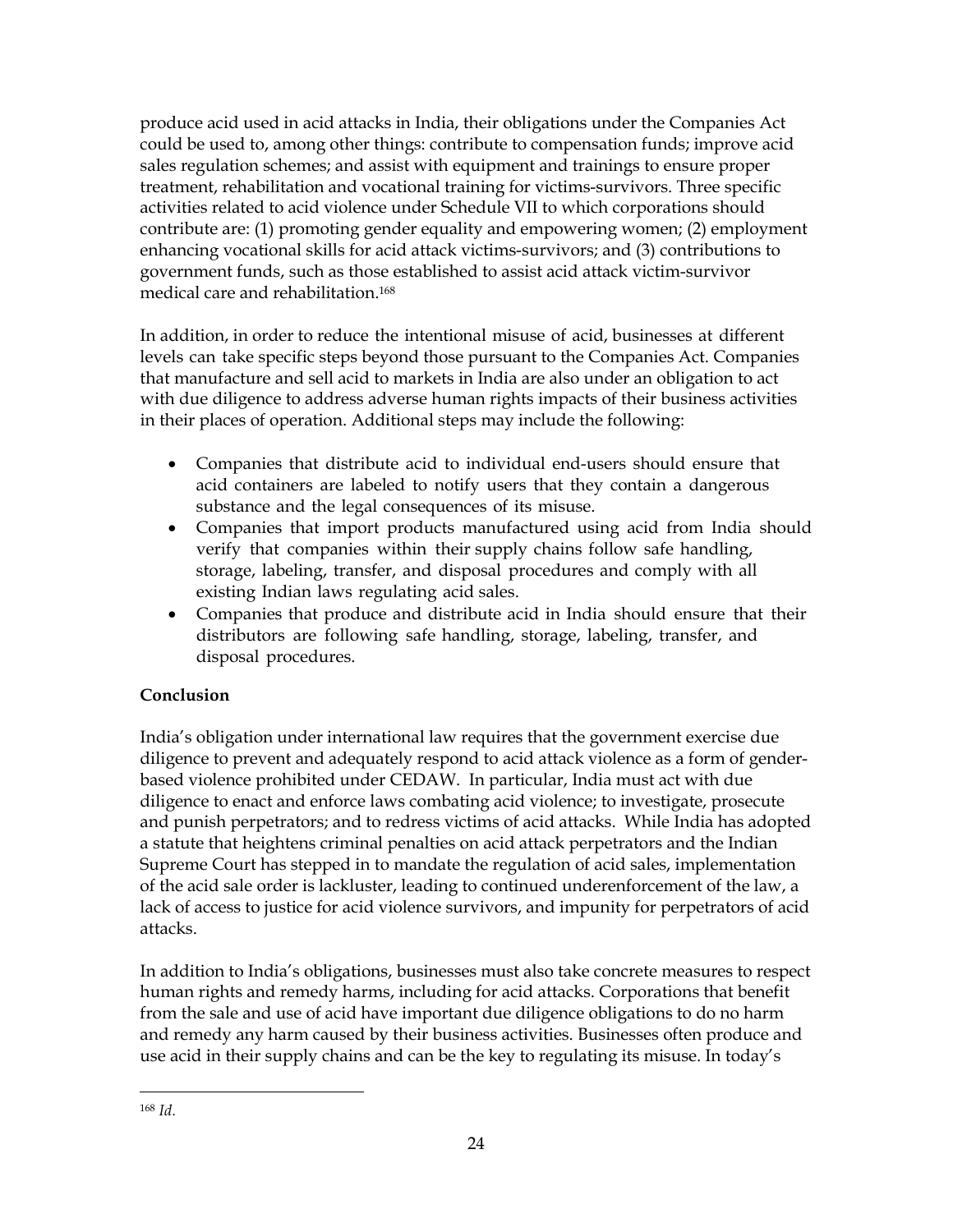produce acid used in acid attacks in India, their obligations under the Companies Act could be used to, among other things: contribute to compensation funds; improve acid sales regulation schemes; and assist with equipment and trainings to ensure proper treatment, rehabilitation and vocational training for victims-survivors. Three specific activities related to acid violence under Schedule VII to which corporations should contribute are: (1) promoting gender equality and empowering women; (2) employment enhancing vocational skills for acid attack victims-survivors; and (3) contributions to government funds, such as those established to assist acid attack victim-survivor medical care and rehabilitation.[168]

In addition, in order to reduce the intentional misuse of acid, businesses at different levels can take specific steps beyond those pursuant to the Companies Act. Companies that manufacture and sell acid to markets in India are also under an obligation to act with due diligence to address adverse human rights impacts of their business activities in their places of operation. Additional steps may include the following:

- Companies that distribute acid to individual end-users should ensure that acid containers are labeled to notify users that they contain a dangerous substance and the legal consequences of its misuse.
- Companies that import products manufactured using acid from India should verify that companies within their supply chains follow safe handling, storage, labeling, transfer, and disposal procedures and comply with all existing Indian laws regulating acid sales.
- Companies that produce and distribute acid in India should ensure that their distributors are following safe handling, storage, labeling, transfer, and disposal procedures.

**Conclusion**

India's obligation under international law requires that the government exercise due diligence to prevent and adequately respond to acid attack violence as a form of gender-based violence prohibited under CEDAW. In particular, India must act with due diligence to enact and enforce laws combating acid violence; to investigate, prosecute and punish perpetrators; and to redress victims of acid attacks. While India has adopted a statute that heightens criminal penalties on acid attack perpetrators and the Indian Supreme Court has stepped in to mandate the regulation of acid sales, implementation of the acid sale order is lackluster, leading to continued underenforcement of the law, a lack of access to justice for acid violence survivors, and impunity for perpetrators of acid attacks.

In addition to India's obligations, businesses must also take concrete measures to respect human rights and remedy harms, including for acid attacks. Corporations that benefit from the sale and use of acid have important due diligence obligations to do no harm and remedy any harm caused by their business activities. Businesses often produce and use acid in their supply chains and can be the key to regulating its misuse. In today's

[168] *Id.*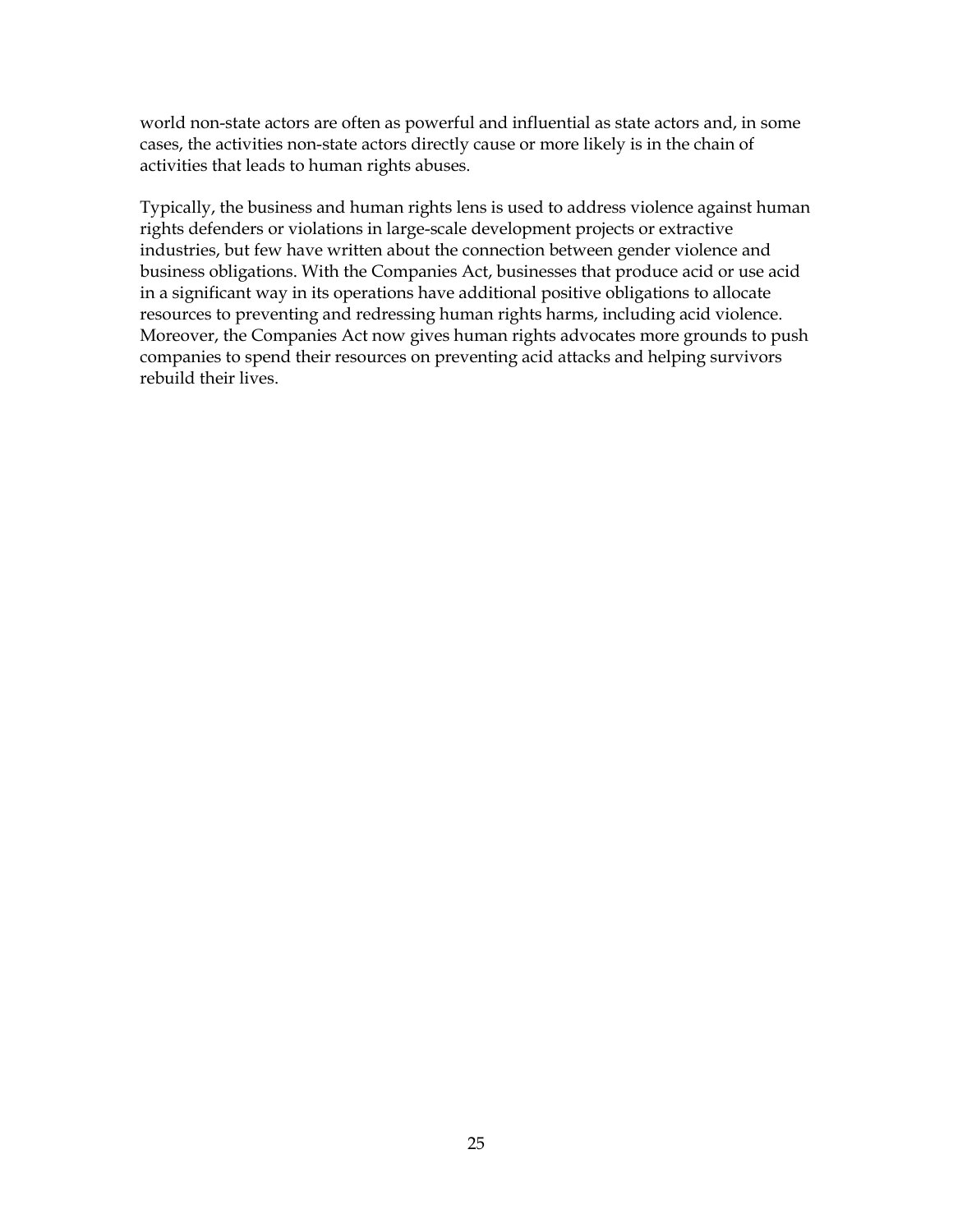world non-state actors are often as powerful and influential as state actors and, in some cases, the activities non-state actors directly cause or more likely is in the chain of activities that leads to human rights abuses.

Typically, the business and human rights lens is used to address violence against human rights defenders or violations in large-scale development projects or extractive industries, but few have written about the connection between gender violence and business obligations. With the Companies Act, businesses that produce acid or use acid in a significant way in its operations have additional positive obligations to allocate resources to preventing and redressing human rights harms, including acid violence. Moreover, the Companies Act now gives human rights advocates more grounds to push companies to spend their resources on preventing acid attacks and helping survivors rebuild their lives.